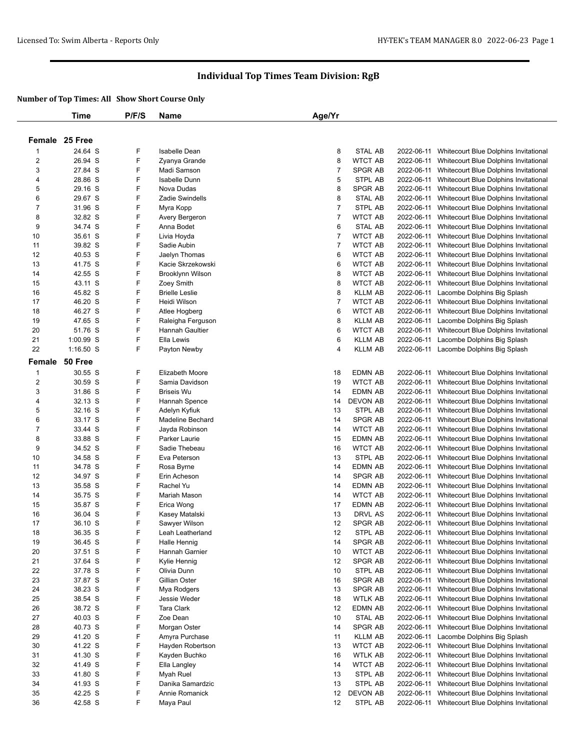# Individual Top Times Team Division: RgB

**Number of Top Times: All Show Short Course Only**

| | Time | P/F/S | Name | Age/Yr | Team | Date | Meet |
|---|---|---|---|---|---|---|---|
| **Female 25 Free** | | | | | | | |
| 1 | 24.64 S | F | Isabelle Dean | 8 | STAL AB | 2022-06-11 | Whitecourt Blue Dolphins Invitational |
| 2 | 26.94 S | F | Zyanya Grande | 8 | WTCT AB | 2022-06-11 | Whitecourt Blue Dolphins Invitational |
| 3 | 27.84 S | F | Madi Samson | 7 | SPGR AB | 2022-06-11 | Whitecourt Blue Dolphins Invitational |
| 4 | 28.86 S | F | Isabelle Dunn | 5 | STPL AB | 2022-06-11 | Whitecourt Blue Dolphins Invitational |
| 5 | 29.16 S | F | Nova Dudas | 8 | SPGR AB | 2022-06-11 | Whitecourt Blue Dolphins Invitational |
| 6 | 29.67 S | F | Zadie Swindells | 8 | STAL AB | 2022-06-11 | Whitecourt Blue Dolphins Invitational |
| 7 | 31.96 S | F | Myra Kopp | 7 | STPL AB | 2022-06-11 | Whitecourt Blue Dolphins Invitational |
| 8 | 32.82 S | F | Avery Bergeron | 7 | WTCT AB | 2022-06-11 | Whitecourt Blue Dolphins Invitational |
| 9 | 34.74 S | F | Anna Bodet | 6 | STAL AB | 2022-06-11 | Whitecourt Blue Dolphins Invitational |
| 10 | 35.61 S | F | Livia Hoyda | 7 | WTCT AB | 2022-06-11 | Whitecourt Blue Dolphins Invitational |
| 11 | 39.82 S | F | Sadie Aubin | 7 | WTCT AB | 2022-06-11 | Whitecourt Blue Dolphins Invitational |
| 12 | 40.53 S | F | Jaelyn Thomas | 6 | WTCT AB | 2022-06-11 | Whitecourt Blue Dolphins Invitational |
| 13 | 41.75 S | F | Kacie Skrzekowski | 6 | WTCT AB | 2022-06-11 | Whitecourt Blue Dolphins Invitational |
| 14 | 42.55 S | F | Brooklynn Wilson | 8 | WTCT AB | 2022-06-11 | Whitecourt Blue Dolphins Invitational |
| 15 | 43.11 S | F | Zoey Smith | 8 | WTCT AB | 2022-06-11 | Whitecourt Blue Dolphins Invitational |
| 16 | 45.82 S | F | Brielle Leslie | 8 | KLLM AB | 2022-06-11 | Lacombe Dolphins Big Splash |
| 17 | 46.20 S | F | Heidi Wilson | 7 | WTCT AB | 2022-06-11 | Whitecourt Blue Dolphins Invitational |
| 18 | 46.27 S | F | Atlee Hogberg | 6 | WTCT AB | 2022-06-11 | Whitecourt Blue Dolphins Invitational |
| 19 | 47.65 S | F | Raleigha Ferguson | 8 | KLLM AB | 2022-06-11 | Lacombe Dolphins Big Splash |
| 20 | 51.76 S | F | Hannah Gaultier | 6 | WTCT AB | 2022-06-11 | Whitecourt Blue Dolphins Invitational |
| 21 | 1:00.99 S | F | Ella Lewis | 6 | KLLM AB | 2022-06-11 | Lacombe Dolphins Big Splash |
| 22 | 1:16.50 S | F | Payton Newby | 4 | KLLM AB | 2022-06-11 | Lacombe Dolphins Big Splash |
| **Female 50 Free** | | | | | | | |
| 1 | 30.55 S | F | Elizabeth Moore | 18 | EDMN AB | 2022-06-11 | Whitecourt Blue Dolphins Invitational |
| 2 | 30.59 S | F | Samia Davidson | 19 | WTCT AB | 2022-06-11 | Whitecourt Blue Dolphins Invitational |
| 3 | 31.86 S | F | Briseis Wu | 14 | EDMN AB | 2022-06-11 | Whitecourt Blue Dolphins Invitational |
| 4 | 32.13 S | F | Hannah Spence | 14 | DEVON AB | 2022-06-11 | Whitecourt Blue Dolphins Invitational |
| 5 | 32.16 S | F | Adelyn Kyfiuk | 13 | STPL AB | 2022-06-11 | Whitecourt Blue Dolphins Invitational |
| 6 | 33.17 S | F | Madeline Bechard | 14 | SPGR AB | 2022-06-11 | Whitecourt Blue Dolphins Invitational |
| 7 | 33.44 S | F | Jayda Robinson | 14 | WTCT AB | 2022-06-11 | Whitecourt Blue Dolphins Invitational |
| 8 | 33.88 S | F | Parker Laurie | 15 | EDMN AB | 2022-06-11 | Whitecourt Blue Dolphins Invitational |
| 9 | 34.52 S | F | Sadie Thebeau | 16 | WTCT AB | 2022-06-11 | Whitecourt Blue Dolphins Invitational |
| 10 | 34.58 S | F | Eva Peterson | 13 | STPL AB | 2022-06-11 | Whitecourt Blue Dolphins Invitational |
| 11 | 34.78 S | F | Rosa Byrne | 14 | EDMN AB | 2022-06-11 | Whitecourt Blue Dolphins Invitational |
| 12 | 34.97 S | F | Erin Acheson | 14 | SPGR AB | 2022-06-11 | Whitecourt Blue Dolphins Invitational |
| 13 | 35.58 S | F | Rachel Yu | 14 | EDMN AB | 2022-06-11 | Whitecourt Blue Dolphins Invitational |
| 14 | 35.75 S | F | Mariah Mason | 14 | WTCT AB | 2022-06-11 | Whitecourt Blue Dolphins Invitational |
| 15 | 35.87 S | F | Erica Wong | 17 | EDMN AB | 2022-06-11 | Whitecourt Blue Dolphins Invitational |
| 16 | 36.04 S | F | Kasey Matalski | 13 | DRVL AS | 2022-06-11 | Whitecourt Blue Dolphins Invitational |
| 17 | 36.10 S | F | Sawyer Wilson | 12 | SPGR AB | 2022-06-11 | Whitecourt Blue Dolphins Invitational |
| 18 | 36.35 S | F | Leah Leatherland | 12 | STPL AB | 2022-06-11 | Whitecourt Blue Dolphins Invitational |
| 19 | 36.45 S | F | Halle Hennig | 14 | SPGR AB | 2022-06-11 | Whitecourt Blue Dolphins Invitational |
| 20 | 37.51 S | F | Hannah Garnier | 10 | WTCT AB | 2022-06-11 | Whitecourt Blue Dolphins Invitational |
| 21 | 37.64 S | F | Kylie Hennig | 12 | SPGR AB | 2022-06-11 | Whitecourt Blue Dolphins Invitational |
| 22 | 37.78 S | F | Olivia Dunn | 10 | STPL AB | 2022-06-11 | Whitecourt Blue Dolphins Invitational |
| 23 | 37.87 S | F | Gillian Oster | 16 | SPGR AB | 2022-06-11 | Whitecourt Blue Dolphins Invitational |
| 24 | 38.23 S | F | Mya Rodgers | 13 | SPGR AB | 2022-06-11 | Whitecourt Blue Dolphins Invitational |
| 25 | 38.54 S | F | Jessie Weder | 18 | WTLK AB | 2022-06-11 | Whitecourt Blue Dolphins Invitational |
| 26 | 38.72 S | F | Tara Clark | 12 | EDMN AB | 2022-06-11 | Whitecourt Blue Dolphins Invitational |
| 27 | 40.03 S | F | Zoe Dean | 10 | STAL AB | 2022-06-11 | Whitecourt Blue Dolphins Invitational |
| 28 | 40.73 S | F | Morgan Oster | 14 | SPGR AB | 2022-06-11 | Whitecourt Blue Dolphins Invitational |
| 29 | 41.20 S | F | Amyra Purchase | 11 | KLLM AB | 2022-06-11 | Lacombe Dolphins Big Splash |
| 30 | 41.22 S | F | Hayden Robertson | 13 | WTCT AB | 2022-06-11 | Whitecourt Blue Dolphins Invitational |
| 31 | 41.30 S | F | Kayden Buchko | 16 | WTLK AB | 2022-06-11 | Whitecourt Blue Dolphins Invitational |
| 32 | 41.49 S | F | Ella Langley | 14 | WTCT AB | 2022-06-11 | Whitecourt Blue Dolphins Invitational |
| 33 | 41.80 S | F | Myah Ruel | 13 | STPL AB | 2022-06-11 | Whitecourt Blue Dolphins Invitational |
| 34 | 41.93 S | F | Danika Samardzic | 13 | STPL AB | 2022-06-11 | Whitecourt Blue Dolphins Invitational |
| 35 | 42.25 S | F | Annie Romanick | 12 | DEVON AB | 2022-06-11 | Whitecourt Blue Dolphins Invitational |
| 36 | 42.58 S | F | Maya Paul | 12 | STPL AB | 2022-06-11 | Whitecourt Blue Dolphins Invitational |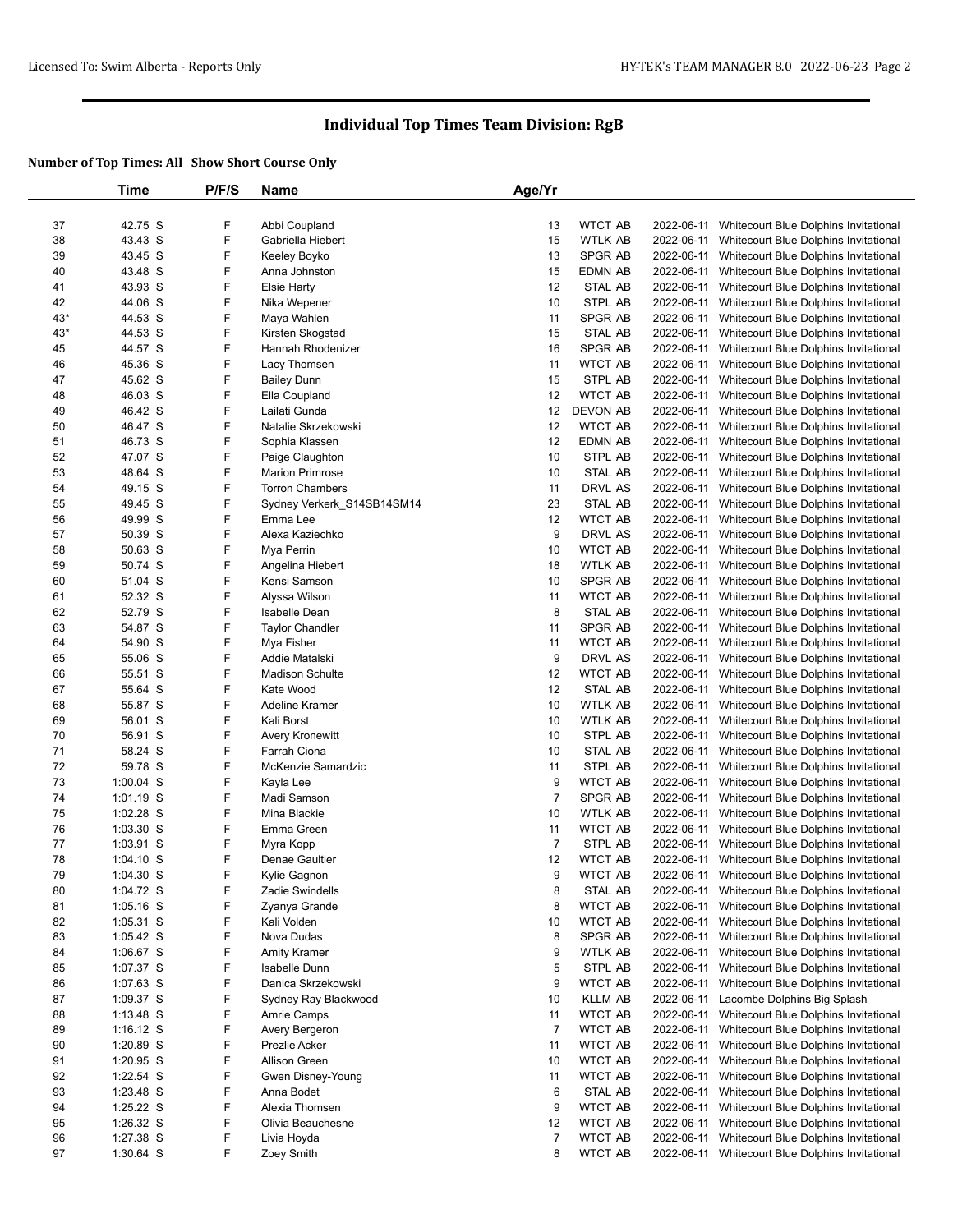## Individual Top Times Team Division: RgB

**Number of Top Times: All Show Short Course Only**

| | Time | P/F/S | Name | Age/Yr | | | |
|---|---|---|---|---|---|---|---|
| 37 | 42.75 S | F | Abbi Coupland | 13 | WTCT AB | 2022-06-11 | Whitecourt Blue Dolphins Invitational |
| 38 | 43.43 S | F | Gabriella Hiebert | 15 | WTLK AB | 2022-06-11 | Whitecourt Blue Dolphins Invitational |
| 39 | 43.45 S | F | Keeley Boyko | 13 | SPGR AB | 2022-06-11 | Whitecourt Blue Dolphins Invitational |
| 40 | 43.48 S | F | Anna Johnston | 15 | EDMN AB | 2022-06-11 | Whitecourt Blue Dolphins Invitational |
| 41 | 43.93 S | F | Elsie Harty | 12 | STAL AB | 2022-06-11 | Whitecourt Blue Dolphins Invitational |
| 42 | 44.06 S | F | Nika Wepener | 10 | STPL AB | 2022-06-11 | Whitecourt Blue Dolphins Invitational |
| 43* | 44.53 S | F | Maya Wahlen | 11 | SPGR AB | 2022-06-11 | Whitecourt Blue Dolphins Invitational |
| 43* | 44.53 S | F | Kirsten Skogstad | 15 | STAL AB | 2022-06-11 | Whitecourt Blue Dolphins Invitational |
| 45 | 44.57 S | F | Hannah Rhodenizer | 16 | SPGR AB | 2022-06-11 | Whitecourt Blue Dolphins Invitational |
| 46 | 45.36 S | F | Lacy Thomsen | 11 | WTCT AB | 2022-06-11 | Whitecourt Blue Dolphins Invitational |
| 47 | 45.62 S | F | Bailey Dunn | 15 | STPL AB | 2022-06-11 | Whitecourt Blue Dolphins Invitational |
| 48 | 46.03 S | F | Ella Coupland | 12 | WTCT AB | 2022-06-11 | Whitecourt Blue Dolphins Invitational |
| 49 | 46.42 S | F | Lailati Gunda | 12 | DEVON AB | 2022-06-11 | Whitecourt Blue Dolphins Invitational |
| 50 | 46.47 S | F | Natalie Skrzekowski | 12 | WTCT AB | 2022-06-11 | Whitecourt Blue Dolphins Invitational |
| 51 | 46.73 S | F | Sophia Klassen | 12 | EDMN AB | 2022-06-11 | Whitecourt Blue Dolphins Invitational |
| 52 | 47.07 S | F | Paige Claughton | 10 | STPL AB | 2022-06-11 | Whitecourt Blue Dolphins Invitational |
| 53 | 48.64 S | F | Marion Primrose | 10 | STAL AB | 2022-06-11 | Whitecourt Blue Dolphins Invitational |
| 54 | 49.15 S | F | Torron Chambers | 11 | DRVL AS | 2022-06-11 | Whitecourt Blue Dolphins Invitational |
| 55 | 49.45 S | F | Sydney Verkerk_S14SB14SM14 | 23 | STAL AB | 2022-06-11 | Whitecourt Blue Dolphins Invitational |
| 56 | 49.99 S | F | Emma Lee | 12 | WTCT AB | 2022-06-11 | Whitecourt Blue Dolphins Invitational |
| 57 | 50.39 S | F | Alexa Kaziechko | 9 | DRVL AS | 2022-06-11 | Whitecourt Blue Dolphins Invitational |
| 58 | 50.63 S | F | Mya Perrin | 10 | WTCT AB | 2022-06-11 | Whitecourt Blue Dolphins Invitational |
| 59 | 50.74 S | F | Angelina Hiebert | 18 | WTLK AB | 2022-06-11 | Whitecourt Blue Dolphins Invitational |
| 60 | 51.04 S | F | Kensi Samson | 10 | SPGR AB | 2022-06-11 | Whitecourt Blue Dolphins Invitational |
| 61 | 52.32 S | F | Alyssa Wilson | 11 | WTCT AB | 2022-06-11 | Whitecourt Blue Dolphins Invitational |
| 62 | 52.79 S | F | Isabelle Dean | 8 | STAL AB | 2022-06-11 | Whitecourt Blue Dolphins Invitational |
| 63 | 54.87 S | F | Taylor Chandler | 11 | SPGR AB | 2022-06-11 | Whitecourt Blue Dolphins Invitational |
| 64 | 54.90 S | F | Mya Fisher | 11 | WTCT AB | 2022-06-11 | Whitecourt Blue Dolphins Invitational |
| 65 | 55.06 S | F | Addie Matalski | 9 | DRVL AS | 2022-06-11 | Whitecourt Blue Dolphins Invitational |
| 66 | 55.51 S | F | Madison Schulte | 12 | WTCT AB | 2022-06-11 | Whitecourt Blue Dolphins Invitational |
| 67 | 55.64 S | F | Kate Wood | 12 | STAL AB | 2022-06-11 | Whitecourt Blue Dolphins Invitational |
| 68 | 55.87 S | F | Adeline Kramer | 10 | WTLK AB | 2022-06-11 | Whitecourt Blue Dolphins Invitational |
| 69 | 56.01 S | F | Kali Borst | 10 | WTLK AB | 2022-06-11 | Whitecourt Blue Dolphins Invitational |
| 70 | 56.91 S | F | Avery Kronewitt | 10 | STPL AB | 2022-06-11 | Whitecourt Blue Dolphins Invitational |
| 71 | 58.24 S | F | Farrah Ciona | 10 | STAL AB | 2022-06-11 | Whitecourt Blue Dolphins Invitational |
| 72 | 59.78 S | F | McKenzie Samardzic | 11 | STPL AB | 2022-06-11 | Whitecourt Blue Dolphins Invitational |
| 73 | 1:00.04 S | F | Kayla Lee | 9 | WTCT AB | 2022-06-11 | Whitecourt Blue Dolphins Invitational |
| 74 | 1:01.19 S | F | Madi Samson | 7 | SPGR AB | 2022-06-11 | Whitecourt Blue Dolphins Invitational |
| 75 | 1:02.28 S | F | Mina Blackie | 10 | WTLK AB | 2022-06-11 | Whitecourt Blue Dolphins Invitational |
| 76 | 1:03.30 S | F | Emma Green | 11 | WTCT AB | 2022-06-11 | Whitecourt Blue Dolphins Invitational |
| 77 | 1:03.91 S | F | Myra Kopp | 7 | STPL AB | 2022-06-11 | Whitecourt Blue Dolphins Invitational |
| 78 | 1:04.10 S | F | Denae Gaultier | 12 | WTCT AB | 2022-06-11 | Whitecourt Blue Dolphins Invitational |
| 79 | 1:04.30 S | F | Kylie Gagnon | 9 | WTCT AB | 2022-06-11 | Whitecourt Blue Dolphins Invitational |
| 80 | 1:04.72 S | F | Zadie Swindells | 8 | STAL AB | 2022-06-11 | Whitecourt Blue Dolphins Invitational |
| 81 | 1:05.16 S | F | Zyanya Grande | 8 | WTCT AB | 2022-06-11 | Whitecourt Blue Dolphins Invitational |
| 82 | 1:05.31 S | F | Kali Volden | 10 | WTCT AB | 2022-06-11 | Whitecourt Blue Dolphins Invitational |
| 83 | 1:05.42 S | F | Nova Dudas | 8 | SPGR AB | 2022-06-11 | Whitecourt Blue Dolphins Invitational |
| 84 | 1:06.67 S | F | Amity Kramer | 9 | WTLK AB | 2022-06-11 | Whitecourt Blue Dolphins Invitational |
| 85 | 1:07.37 S | F | Isabelle Dunn | 5 | STPL AB | 2022-06-11 | Whitecourt Blue Dolphins Invitational |
| 86 | 1:07.63 S | F | Danica Skrzekowski | 9 | WTCT AB | 2022-06-11 | Whitecourt Blue Dolphins Invitational |
| 87 | 1:09.37 S | F | Sydney Ray Blackwood | 10 | KLLM AB | 2022-06-11 | Lacombe Dolphins Big Splash |
| 88 | 1:13.48 S | F | Amrie Camps | 11 | WTCT AB | 2022-06-11 | Whitecourt Blue Dolphins Invitational |
| 89 | 1:16.12 S | F | Avery Bergeron | 7 | WTCT AB | 2022-06-11 | Whitecourt Blue Dolphins Invitational |
| 90 | 1:20.89 S | F | Prezlie Acker | 11 | WTCT AB | 2022-06-11 | Whitecourt Blue Dolphins Invitational |
| 91 | 1:20.95 S | F | Allison Green | 10 | WTCT AB | 2022-06-11 | Whitecourt Blue Dolphins Invitational |
| 92 | 1:22.54 S | F | Gwen Disney-Young | 11 | WTCT AB | 2022-06-11 | Whitecourt Blue Dolphins Invitational |
| 93 | 1:23.48 S | F | Anna Bodet | 6 | STAL AB | 2022-06-11 | Whitecourt Blue Dolphins Invitational |
| 94 | 1:25.22 S | F | Alexia Thomsen | 9 | WTCT AB | 2022-06-11 | Whitecourt Blue Dolphins Invitational |
| 95 | 1:26.32 S | F | Olivia Beauchesne | 12 | WTCT AB | 2022-06-11 | Whitecourt Blue Dolphins Invitational |
| 96 | 1:27.38 S | F | Livia Hoyda | 7 | WTCT AB | 2022-06-11 | Whitecourt Blue Dolphins Invitational |
| 97 | 1:30.64 S | F | Zoey Smith | 8 | WTCT AB | 2022-06-11 | Whitecourt Blue Dolphins Invitational |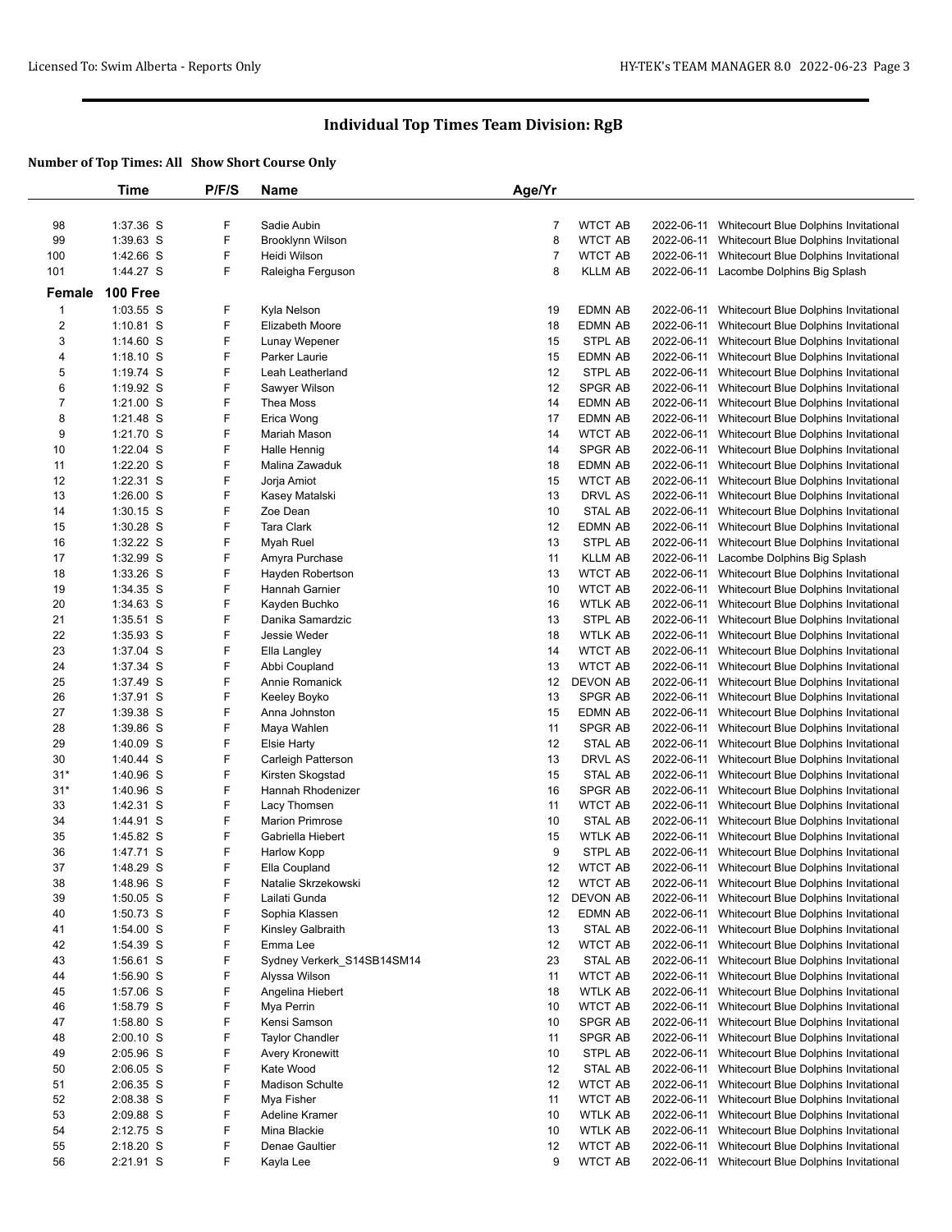# Individual Top Times Team Division: RgB

**Number of Top Times: All Show Short Course Only**

| | Time | P/F/S | Name | Age/Yr | | | |
|---|---|---|---|---|---|---|---|
| 98 | 1:37.36 S | F | Sadie Aubin | 7 | WTCT AB | 2022-06-11 | Whitecourt Blue Dolphins Invitational |
| 99 | 1:39.63 S | F | Brooklynn Wilson | 8 | WTCT AB | 2022-06-11 | Whitecourt Blue Dolphins Invitational |
| 100 | 1:42.66 S | F | Heidi Wilson | 7 | WTCT AB | 2022-06-11 | Whitecourt Blue Dolphins Invitational |
| 101 | 1:44.27 S | F | Raleigha Ferguson | 8 | KLLM AB | 2022-06-11 | Lacombe Dolphins Big Splash |
| **Female** | **100 Free** | | | | | | |
| 1 | 1:03.55 S | F | Kyla Nelson | 19 | EDMN AB | 2022-06-11 | Whitecourt Blue Dolphins Invitational |
| 2 | 1:10.81 S | F | Elizabeth Moore | 18 | EDMN AB | 2022-06-11 | Whitecourt Blue Dolphins Invitational |
| 3 | 1:14.60 S | F | Lunay Wepener | 15 | STPL AB | 2022-06-11 | Whitecourt Blue Dolphins Invitational |
| 4 | 1:18.10 S | F | Parker Laurie | 15 | EDMN AB | 2022-06-11 | Whitecourt Blue Dolphins Invitational |
| 5 | 1:19.74 S | F | Leah Leatherland | 12 | STPL AB | 2022-06-11 | Whitecourt Blue Dolphins Invitational |
| 6 | 1:19.92 S | F | Sawyer Wilson | 12 | SPGR AB | 2022-06-11 | Whitecourt Blue Dolphins Invitational |
| 7 | 1:21.00 S | F | Thea Moss | 14 | EDMN AB | 2022-06-11 | Whitecourt Blue Dolphins Invitational |
| 8 | 1:21.48 S | F | Erica Wong | 17 | EDMN AB | 2022-06-11 | Whitecourt Blue Dolphins Invitational |
| 9 | 1:21.70 S | F | Mariah Mason | 14 | WTCT AB | 2022-06-11 | Whitecourt Blue Dolphins Invitational |
| 10 | 1:22.04 S | F | Halle Hennig | 14 | SPGR AB | 2022-06-11 | Whitecourt Blue Dolphins Invitational |
| 11 | 1:22.20 S | F | Malina Zawaduk | 18 | EDMN AB | 2022-06-11 | Whitecourt Blue Dolphins Invitational |
| 12 | 1:22.31 S | F | Jorja Amiot | 15 | WTCT AB | 2022-06-11 | Whitecourt Blue Dolphins Invitational |
| 13 | 1:26.00 S | F | Kasey Matalski | 13 | DRVL AS | 2022-06-11 | Whitecourt Blue Dolphins Invitational |
| 14 | 1:30.15 S | F | Zoe Dean | 10 | STAL AB | 2022-06-11 | Whitecourt Blue Dolphins Invitational |
| 15 | 1:30.28 S | F | Tara Clark | 12 | EDMN AB | 2022-06-11 | Whitecourt Blue Dolphins Invitational |
| 16 | 1:32.22 S | F | Myah Ruel | 13 | STPL AB | 2022-06-11 | Whitecourt Blue Dolphins Invitational |
| 17 | 1:32.99 S | F | Amyra Purchase | 11 | KLLM AB | 2022-06-11 | Lacombe Dolphins Big Splash |
| 18 | 1:33.26 S | F | Hayden Robertson | 13 | WTCT AB | 2022-06-11 | Whitecourt Blue Dolphins Invitational |
| 19 | 1:34.35 S | F | Hannah Garnier | 10 | WTCT AB | 2022-06-11 | Whitecourt Blue Dolphins Invitational |
| 20 | 1:34.63 S | F | Kayden Buchko | 16 | WTLK AB | 2022-06-11 | Whitecourt Blue Dolphins Invitational |
| 21 | 1:35.51 S | F | Danika Samardzic | 13 | STPL AB | 2022-06-11 | Whitecourt Blue Dolphins Invitational |
| 22 | 1:35.93 S | F | Jessie Weder | 18 | WTLK AB | 2022-06-11 | Whitecourt Blue Dolphins Invitational |
| 23 | 1:37.04 S | F | Ella Langley | 14 | WTCT AB | 2022-06-11 | Whitecourt Blue Dolphins Invitational |
| 24 | 1:37.34 S | F | Abbi Coupland | 13 | WTCT AB | 2022-06-11 | Whitecourt Blue Dolphins Invitational |
| 25 | 1:37.49 S | F | Annie Romanick | 12 | DEVON AB | 2022-06-11 | Whitecourt Blue Dolphins Invitational |
| 26 | 1:37.91 S | F | Keeley Boyko | 13 | SPGR AB | 2022-06-11 | Whitecourt Blue Dolphins Invitational |
| 27 | 1:39.38 S | F | Anna Johnston | 15 | EDMN AB | 2022-06-11 | Whitecourt Blue Dolphins Invitational |
| 28 | 1:39.86 S | F | Maya Wahlen | 11 | SPGR AB | 2022-06-11 | Whitecourt Blue Dolphins Invitational |
| 29 | 1:40.09 S | F | Elsie Harty | 12 | STAL AB | 2022-06-11 | Whitecourt Blue Dolphins Invitational |
| 30 | 1:40.44 S | F | Carleigh Patterson | 13 | DRVL AS | 2022-06-11 | Whitecourt Blue Dolphins Invitational |
| 31* | 1:40.96 S | F | Kirsten Skogstad | 15 | STAL AB | 2022-06-11 | Whitecourt Blue Dolphins Invitational |
| 31* | 1:40.96 S | F | Hannah Rhodenizer | 16 | SPGR AB | 2022-06-11 | Whitecourt Blue Dolphins Invitational |
| 33 | 1:42.31 S | F | Lacy Thomsen | 11 | WTCT AB | 2022-06-11 | Whitecourt Blue Dolphins Invitational |
| 34 | 1:44.91 S | F | Marion Primrose | 10 | STAL AB | 2022-06-11 | Whitecourt Blue Dolphins Invitational |
| 35 | 1:45.82 S | F | Gabriella Hiebert | 15 | WTLK AB | 2022-06-11 | Whitecourt Blue Dolphins Invitational |
| 36 | 1:47.71 S | F | Harlow Kopp | 9 | STPL AB | 2022-06-11 | Whitecourt Blue Dolphins Invitational |
| 37 | 1:48.29 S | F | Ella Coupland | 12 | WTCT AB | 2022-06-11 | Whitecourt Blue Dolphins Invitational |
| 38 | 1:48.96 S | F | Natalie Skrzekowski | 12 | WTCT AB | 2022-06-11 | Whitecourt Blue Dolphins Invitational |
| 39 | 1:50.05 S | F | Lailati Gunda | 12 | DEVON AB | 2022-06-11 | Whitecourt Blue Dolphins Invitational |
| 40 | 1:50.73 S | F | Sophia Klassen | 12 | EDMN AB | 2022-06-11 | Whitecourt Blue Dolphins Invitational |
| 41 | 1:54.00 S | F | Kinsley Galbraith | 13 | STAL AB | 2022-06-11 | Whitecourt Blue Dolphins Invitational |
| 42 | 1:54.39 S | F | Emma Lee | 12 | WTCT AB | 2022-06-11 | Whitecourt Blue Dolphins Invitational |
| 43 | 1:56.61 S | F | Sydney Verkerk_S14SB14SM14 | 23 | STAL AB | 2022-06-11 | Whitecourt Blue Dolphins Invitational |
| 44 | 1:56.90 S | F | Alyssa Wilson | 11 | WTCT AB | 2022-06-11 | Whitecourt Blue Dolphins Invitational |
| 45 | 1:57.06 S | F | Angelina Hiebert | 18 | WTLK AB | 2022-06-11 | Whitecourt Blue Dolphins Invitational |
| 46 | 1:58.79 S | F | Mya Perrin | 10 | WTCT AB | 2022-06-11 | Whitecourt Blue Dolphins Invitational |
| 47 | 1:58.80 S | F | Kensi Samson | 10 | SPGR AB | 2022-06-11 | Whitecourt Blue Dolphins Invitational |
| 48 | 2:00.10 S | F | Taylor Chandler | 11 | SPGR AB | 2022-06-11 | Whitecourt Blue Dolphins Invitational |
| 49 | 2:05.96 S | F | Avery Kronewitt | 10 | STPL AB | 2022-06-11 | Whitecourt Blue Dolphins Invitational |
| 50 | 2:06.05 S | F | Kate Wood | 12 | STAL AB | 2022-06-11 | Whitecourt Blue Dolphins Invitational |
| 51 | 2:06.35 S | F | Madison Schulte | 12 | WTCT AB | 2022-06-11 | Whitecourt Blue Dolphins Invitational |
| 52 | 2:08.38 S | F | Mya Fisher | 11 | WTCT AB | 2022-06-11 | Whitecourt Blue Dolphins Invitational |
| 53 | 2:09.88 S | F | Adeline Kramer | 10 | WTLK AB | 2022-06-11 | Whitecourt Blue Dolphins Invitational |
| 54 | 2:12.75 S | F | Mina Blackie | 10 | WTLK AB | 2022-06-11 | Whitecourt Blue Dolphins Invitational |
| 55 | 2:18.20 S | F | Denae Gaultier | 12 | WTCT AB | 2022-06-11 | Whitecourt Blue Dolphins Invitational |
| 56 | 2:21.91 S | F | Kayla Lee | 9 | WTCT AB | 2022-06-11 | Whitecourt Blue Dolphins Invitational |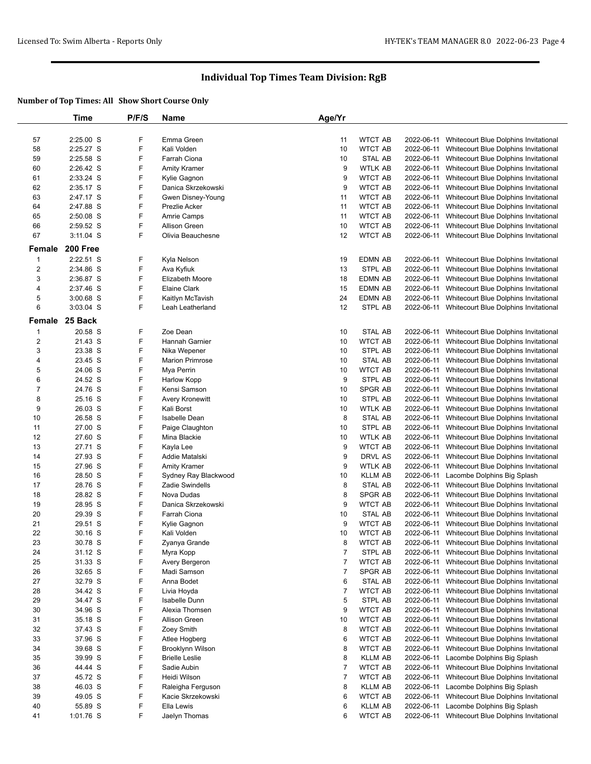## Individual Top Times Team Division: RgB

**Number of Top Times: All Show Short Course Only**

| | Time | P/F/S | Name | Age/Yr | | | |
|---|---|---|---|---|---|---|---|
| 57 | 2:25.00 S | F | Emma Green | 11 | WTCT AB | 2022-06-11 | Whitecourt Blue Dolphins Invitational |
| 58 | 2:25.27 S | F | Kali Volden | 10 | WTCT AB | 2022-06-11 | Whitecourt Blue Dolphins Invitational |
| 59 | 2:25.58 S | F | Farrah Ciona | 10 | STAL AB | 2022-06-11 | Whitecourt Blue Dolphins Invitational |
| 60 | 2:26.42 S | F | Amity Kramer | 9 | WTLK AB | 2022-06-11 | Whitecourt Blue Dolphins Invitational |
| 61 | 2:33.24 S | F | Kylie Gagnon | 9 | WTCT AB | 2022-06-11 | Whitecourt Blue Dolphins Invitational |
| 62 | 2:35.17 S | F | Danica Skrzekowski | 9 | WTCT AB | 2022-06-11 | Whitecourt Blue Dolphins Invitational |
| 63 | 2:47.17 S | F | Gwen Disney-Young | 11 | WTCT AB | 2022-06-11 | Whitecourt Blue Dolphins Invitational |
| 64 | 2:47.88 S | F | Prezlie Acker | 11 | WTCT AB | 2022-06-11 | Whitecourt Blue Dolphins Invitational |
| 65 | 2:50.08 S | F | Amrie Camps | 11 | WTCT AB | 2022-06-11 | Whitecourt Blue Dolphins Invitational |
| 66 | 2:59.52 S | F | Allison Green | 10 | WTCT AB | 2022-06-11 | Whitecourt Blue Dolphins Invitational |
| 67 | 3:11.04 S | F | Olivia Beauchesne | 12 | WTCT AB | 2022-06-11 | Whitecourt Blue Dolphins Invitational |
| **Female** | **200 Free** | | | | | | |
| 1 | 2:22.51 S | F | Kyla Nelson | 19 | EDMN AB | 2022-06-11 | Whitecourt Blue Dolphins Invitational |
| 2 | 2:34.86 S | F | Ava Kyfiuk | 13 | STPL AB | 2022-06-11 | Whitecourt Blue Dolphins Invitational |
| 3 | 2:36.87 S | F | Elizabeth Moore | 18 | EDMN AB | 2022-06-11 | Whitecourt Blue Dolphins Invitational |
| 4 | 2:37.46 S | F | Elaine Clark | 15 | EDMN AB | 2022-06-11 | Whitecourt Blue Dolphins Invitational |
| 5 | 3:00.68 S | F | Kaitlyn McTavish | 24 | EDMN AB | 2022-06-11 | Whitecourt Blue Dolphins Invitational |
| 6 | 3:03.04 S | F | Leah Leatherland | 12 | STPL AB | 2022-06-11 | Whitecourt Blue Dolphins Invitational |
| **Female** | **25 Back** | | | | | | |
| 1 | 20.58 S | F | Zoe Dean | 10 | STAL AB | 2022-06-11 | Whitecourt Blue Dolphins Invitational |
| 2 | 21.43 S | F | Hannah Garnier | 10 | WTCT AB | 2022-06-11 | Whitecourt Blue Dolphins Invitational |
| 3 | 23.38 S | F | Nika Wepener | 10 | STPL AB | 2022-06-11 | Whitecourt Blue Dolphins Invitational |
| 4 | 23.45 S | F | Marion Primrose | 10 | STAL AB | 2022-06-11 | Whitecourt Blue Dolphins Invitational |
| 5 | 24.06 S | F | Mya Perrin | 10 | WTCT AB | 2022-06-11 | Whitecourt Blue Dolphins Invitational |
| 6 | 24.52 S | F | Harlow Kopp | 9 | STPL AB | 2022-06-11 | Whitecourt Blue Dolphins Invitational |
| 7 | 24.76 S | F | Kensi Samson | 10 | SPGR AB | 2022-06-11 | Whitecourt Blue Dolphins Invitational |
| 8 | 25.16 S | F | Avery Kronewitt | 10 | STPL AB | 2022-06-11 | Whitecourt Blue Dolphins Invitational |
| 9 | 26.03 S | F | Kali Borst | 10 | WTLK AB | 2022-06-11 | Whitecourt Blue Dolphins Invitational |
| 10 | 26.58 S | F | Isabelle Dean | 8 | STAL AB | 2022-06-11 | Whitecourt Blue Dolphins Invitational |
| 11 | 27.00 S | F | Paige Claughton | 10 | STPL AB | 2022-06-11 | Whitecourt Blue Dolphins Invitational |
| 12 | 27.60 S | F | Mina Blackie | 10 | WTLK AB | 2022-06-11 | Whitecourt Blue Dolphins Invitational |
| 13 | 27.71 S | F | Kayla Lee | 9 | WTCT AB | 2022-06-11 | Whitecourt Blue Dolphins Invitational |
| 14 | 27.93 S | F | Addie Matalski | 9 | DRVL AS | 2022-06-11 | Whitecourt Blue Dolphins Invitational |
| 15 | 27.96 S | F | Amity Kramer | 9 | WTLK AB | 2022-06-11 | Whitecourt Blue Dolphins Invitational |
| 16 | 28.50 S | F | Sydney Ray Blackwood | 10 | KLLM AB | 2022-06-11 | Lacombe Dolphins Big Splash |
| 17 | 28.76 S | F | Zadie Swindells | 8 | STAL AB | 2022-06-11 | Whitecourt Blue Dolphins Invitational |
| 18 | 28.82 S | F | Nova Dudas | 8 | SPGR AB | 2022-06-11 | Whitecourt Blue Dolphins Invitational |
| 19 | 28.95 S | F | Danica Skrzekowski | 9 | WTCT AB | 2022-06-11 | Whitecourt Blue Dolphins Invitational |
| 20 | 29.39 S | F | Farrah Ciona | 10 | STAL AB | 2022-06-11 | Whitecourt Blue Dolphins Invitational |
| 21 | 29.51 S | F | Kylie Gagnon | 9 | WTCT AB | 2022-06-11 | Whitecourt Blue Dolphins Invitational |
| 22 | 30.16 S | F | Kali Volden | 10 | WTCT AB | 2022-06-11 | Whitecourt Blue Dolphins Invitational |
| 23 | 30.78 S | F | Zyanya Grande | 8 | WTCT AB | 2022-06-11 | Whitecourt Blue Dolphins Invitational |
| 24 | 31.12 S | F | Myra Kopp | 7 | STPL AB | 2022-06-11 | Whitecourt Blue Dolphins Invitational |
| 25 | 31.33 S | F | Avery Bergeron | 7 | WTCT AB | 2022-06-11 | Whitecourt Blue Dolphins Invitational |
| 26 | 32.65 S | F | Madi Samson | 7 | SPGR AB | 2022-06-11 | Whitecourt Blue Dolphins Invitational |
| 27 | 32.79 S | F | Anna Bodet | 6 | STAL AB | 2022-06-11 | Whitecourt Blue Dolphins Invitational |
| 28 | 34.42 S | F | Livia Hoyda | 7 | WTCT AB | 2022-06-11 | Whitecourt Blue Dolphins Invitational |
| 29 | 34.47 S | F | Isabelle Dunn | 5 | STPL AB | 2022-06-11 | Whitecourt Blue Dolphins Invitational |
| 30 | 34.96 S | F | Alexia Thomsen | 9 | WTCT AB | 2022-06-11 | Whitecourt Blue Dolphins Invitational |
| 31 | 35.18 S | F | Allison Green | 10 | WTCT AB | 2022-06-11 | Whitecourt Blue Dolphins Invitational |
| 32 | 37.43 S | F | Zoey Smith | 8 | WTCT AB | 2022-06-11 | Whitecourt Blue Dolphins Invitational |
| 33 | 37.96 S | F | Atlee Hogberg | 6 | WTCT AB | 2022-06-11 | Whitecourt Blue Dolphins Invitational |
| 34 | 39.68 S | F | Brooklynn Wilson | 8 | WTCT AB | 2022-06-11 | Whitecourt Blue Dolphins Invitational |
| 35 | 39.99 S | F | Brielle Leslie | 8 | KLLM AB | 2022-06-11 | Lacombe Dolphins Big Splash |
| 36 | 44.44 S | F | Sadie Aubin | 7 | WTCT AB | 2022-06-11 | Whitecourt Blue Dolphins Invitational |
| 37 | 45.72 S | F | Heidi Wilson | 7 | WTCT AB | 2022-06-11 | Whitecourt Blue Dolphins Invitational |
| 38 | 46.03 S | F | Raleigha Ferguson | 8 | KLLM AB | 2022-06-11 | Lacombe Dolphins Big Splash |
| 39 | 49.05 S | F | Kacie Skrzekowski | 6 | WTCT AB | 2022-06-11 | Whitecourt Blue Dolphins Invitational |
| 40 | 55.89 S | F | Ella Lewis | 6 | KLLM AB | 2022-06-11 | Lacombe Dolphins Big Splash |
| 41 | 1:01.76 S | F | Jaelyn Thomas | 6 | WTCT AB | 2022-06-11 | Whitecourt Blue Dolphins Invitational |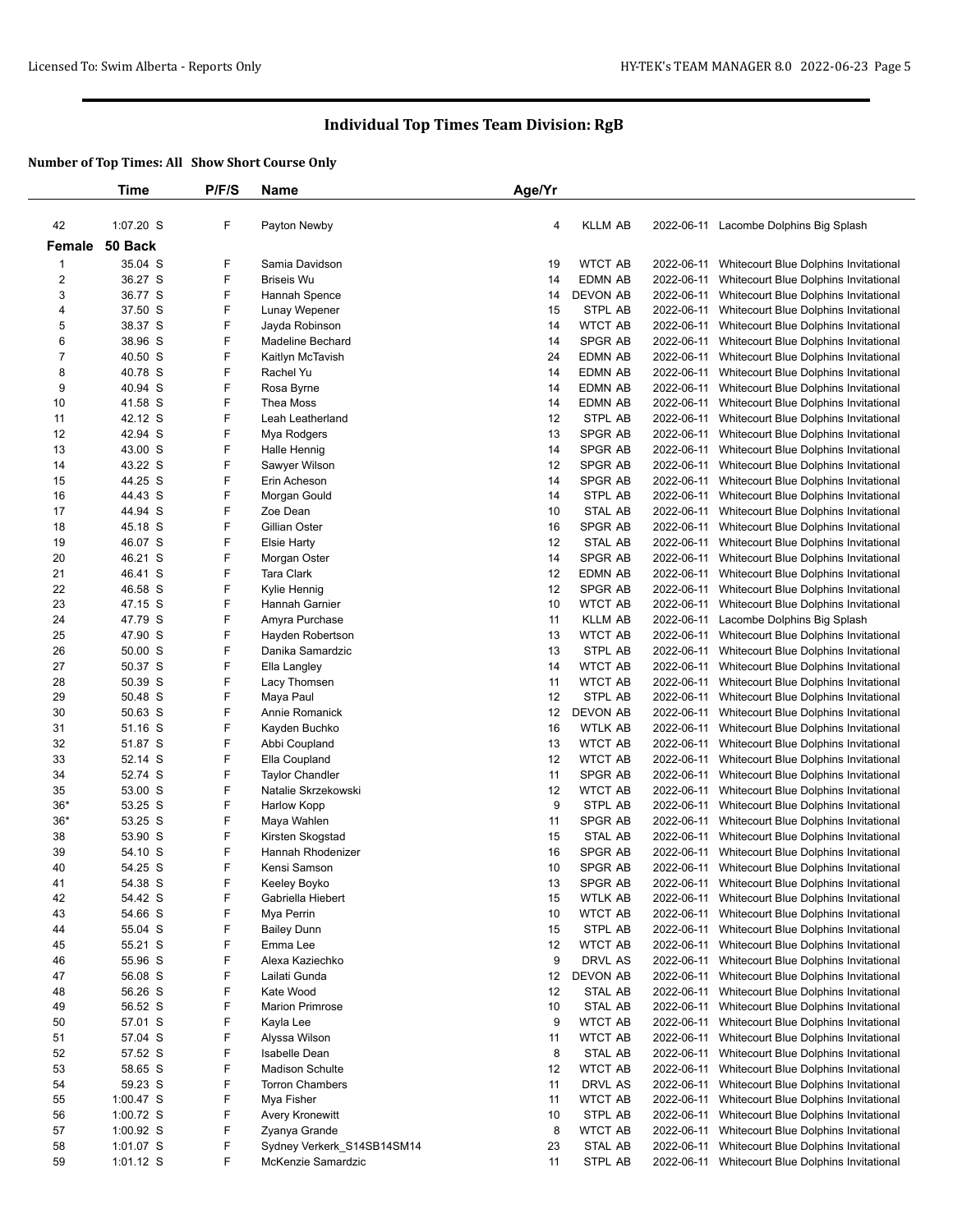# Individual Top Times Team Division: RgB

**Number of Top Times: All   Show Short Course Only**

| | Time | P/F/S | Name | Age/Yr | | | |
|---|---|---|---|---|---|---|---|
| 42 | 1:07.20 S | F | Payton Newby | 4 | KLLM AB | 2022-06-11 | Lacombe Dolphins Big Splash |
| **Female** | **50 Back** | | | | | | |
| 1 | 35.04 S | F | Samia Davidson | 19 | WTCT AB | 2022-06-11 | Whitecourt Blue Dolphins Invitational |
| 2 | 36.27 S | F | Briseis Wu | 14 | EDMN AB | 2022-06-11 | Whitecourt Blue Dolphins Invitational |
| 3 | 36.77 S | F | Hannah Spence | 14 | DEVON AB | 2022-06-11 | Whitecourt Blue Dolphins Invitational |
| 4 | 37.50 S | F | Lunay Wepener | 15 | STPL AB | 2022-06-11 | Whitecourt Blue Dolphins Invitational |
| 5 | 38.37 S | F | Jayda Robinson | 14 | WTCT AB | 2022-06-11 | Whitecourt Blue Dolphins Invitational |
| 6 | 38.96 S | F | Madeline Bechard | 14 | SPGR AB | 2022-06-11 | Whitecourt Blue Dolphins Invitational |
| 7 | 40.50 S | F | Kaitlyn McTavish | 24 | EDMN AB | 2022-06-11 | Whitecourt Blue Dolphins Invitational |
| 8 | 40.78 S | F | Rachel Yu | 14 | EDMN AB | 2022-06-11 | Whitecourt Blue Dolphins Invitational |
| 9 | 40.94 S | F | Rosa Byrne | 14 | EDMN AB | 2022-06-11 | Whitecourt Blue Dolphins Invitational |
| 10 | 41.58 S | F | Thea Moss | 14 | EDMN AB | 2022-06-11 | Whitecourt Blue Dolphins Invitational |
| 11 | 42.12 S | F | Leah Leatherland | 12 | STPL AB | 2022-06-11 | Whitecourt Blue Dolphins Invitational |
| 12 | 42.94 S | F | Mya Rodgers | 13 | SPGR AB | 2022-06-11 | Whitecourt Blue Dolphins Invitational |
| 13 | 43.00 S | F | Halle Hennig | 14 | SPGR AB | 2022-06-11 | Whitecourt Blue Dolphins Invitational |
| 14 | 43.22 S | F | Sawyer Wilson | 12 | SPGR AB | 2022-06-11 | Whitecourt Blue Dolphins Invitational |
| 15 | 44.25 S | F | Erin Acheson | 14 | SPGR AB | 2022-06-11 | Whitecourt Blue Dolphins Invitational |
| 16 | 44.43 S | F | Morgan Gould | 14 | STPL AB | 2022-06-11 | Whitecourt Blue Dolphins Invitational |
| 17 | 44.94 S | F | Zoe Dean | 10 | STAL AB | 2022-06-11 | Whitecourt Blue Dolphins Invitational |
| 18 | 45.18 S | F | Gillian Oster | 16 | SPGR AB | 2022-06-11 | Whitecourt Blue Dolphins Invitational |
| 19 | 46.07 S | F | Elsie Harty | 12 | STAL AB | 2022-06-11 | Whitecourt Blue Dolphins Invitational |
| 20 | 46.21 S | F | Morgan Oster | 14 | SPGR AB | 2022-06-11 | Whitecourt Blue Dolphins Invitational |
| 21 | 46.41 S | F | Tara Clark | 12 | EDMN AB | 2022-06-11 | Whitecourt Blue Dolphins Invitational |
| 22 | 46.58 S | F | Kylie Hennig | 12 | SPGR AB | 2022-06-11 | Whitecourt Blue Dolphins Invitational |
| 23 | 47.15 S | F | Hannah Garnier | 10 | WTCT AB | 2022-06-11 | Whitecourt Blue Dolphins Invitational |
| 24 | 47.79 S | F | Amyra Purchase | 11 | KLLM AB | 2022-06-11 | Lacombe Dolphins Big Splash |
| 25 | 47.90 S | F | Hayden Robertson | 13 | WTCT AB | 2022-06-11 | Whitecourt Blue Dolphins Invitational |
| 26 | 50.00 S | F | Danika Samardzic | 13 | STPL AB | 2022-06-11 | Whitecourt Blue Dolphins Invitational |
| 27 | 50.37 S | F | Ella Langley | 14 | WTCT AB | 2022-06-11 | Whitecourt Blue Dolphins Invitational |
| 28 | 50.39 S | F | Lacy Thomsen | 11 | WTCT AB | 2022-06-11 | Whitecourt Blue Dolphins Invitational |
| 29 | 50.48 S | F | Maya Paul | 12 | STPL AB | 2022-06-11 | Whitecourt Blue Dolphins Invitational |
| 30 | 50.63 S | F | Annie Romanick | 12 | DEVON AB | 2022-06-11 | Whitecourt Blue Dolphins Invitational |
| 31 | 51.16 S | F | Kayden Buchko | 16 | WTLK AB | 2022-06-11 | Whitecourt Blue Dolphins Invitational |
| 32 | 51.87 S | F | Abbi Coupland | 13 | WTCT AB | 2022-06-11 | Whitecourt Blue Dolphins Invitational |
| 33 | 52.14 S | F | Ella Coupland | 12 | WTCT AB | 2022-06-11 | Whitecourt Blue Dolphins Invitational |
| 34 | 52.74 S | F | Taylor Chandler | 11 | SPGR AB | 2022-06-11 | Whitecourt Blue Dolphins Invitational |
| 35 | 53.00 S | F | Natalie Skrzekowski | 12 | WTCT AB | 2022-06-11 | Whitecourt Blue Dolphins Invitational |
| 36* | 53.25 S | F | Harlow Kopp | 9 | STPL AB | 2022-06-11 | Whitecourt Blue Dolphins Invitational |
| 36* | 53.25 S | F | Maya Wahlen | 11 | SPGR AB | 2022-06-11 | Whitecourt Blue Dolphins Invitational |
| 38 | 53.90 S | F | Kirsten Skogstad | 15 | STAL AB | 2022-06-11 | Whitecourt Blue Dolphins Invitational |
| 39 | 54.10 S | F | Hannah Rhodenizer | 16 | SPGR AB | 2022-06-11 | Whitecourt Blue Dolphins Invitational |
| 40 | 54.25 S | F | Kensi Samson | 10 | SPGR AB | 2022-06-11 | Whitecourt Blue Dolphins Invitational |
| 41 | 54.38 S | F | Keeley Boyko | 13 | SPGR AB | 2022-06-11 | Whitecourt Blue Dolphins Invitational |
| 42 | 54.42 S | F | Gabriella Hiebert | 15 | WTLK AB | 2022-06-11 | Whitecourt Blue Dolphins Invitational |
| 43 | 54.66 S | F | Mya Perrin | 10 | WTCT AB | 2022-06-11 | Whitecourt Blue Dolphins Invitational |
| 44 | 55.04 S | F | Bailey Dunn | 15 | STPL AB | 2022-06-11 | Whitecourt Blue Dolphins Invitational |
| 45 | 55.21 S | F | Emma Lee | 12 | WTCT AB | 2022-06-11 | Whitecourt Blue Dolphins Invitational |
| 46 | 55.96 S | F | Alexa Kaziechko | 9 | DRVL AS | 2022-06-11 | Whitecourt Blue Dolphins Invitational |
| 47 | 56.08 S | F | Lailati Gunda | 12 | DEVON AB | 2022-06-11 | Whitecourt Blue Dolphins Invitational |
| 48 | 56.26 S | F | Kate Wood | 12 | STAL AB | 2022-06-11 | Whitecourt Blue Dolphins Invitational |
| 49 | 56.52 S | F | Marion Primrose | 10 | STAL AB | 2022-06-11 | Whitecourt Blue Dolphins Invitational |
| 50 | 57.01 S | F | Kayla Lee | 9 | WTCT AB | 2022-06-11 | Whitecourt Blue Dolphins Invitational |
| 51 | 57.04 S | F | Alyssa Wilson | 11 | WTCT AB | 2022-06-11 | Whitecourt Blue Dolphins Invitational |
| 52 | 57.52 S | F | Isabelle Dean | 8 | STAL AB | 2022-06-11 | Whitecourt Blue Dolphins Invitational |
| 53 | 58.65 S | F | Madison Schulte | 12 | WTCT AB | 2022-06-11 | Whitecourt Blue Dolphins Invitational |
| 54 | 59.23 S | F | Torron Chambers | 11 | DRVL AS | 2022-06-11 | Whitecourt Blue Dolphins Invitational |
| 55 | 1:00.47 S | F | Mya Fisher | 11 | WTCT AB | 2022-06-11 | Whitecourt Blue Dolphins Invitational |
| 56 | 1:00.72 S | F | Avery Kronewitt | 10 | STPL AB | 2022-06-11 | Whitecourt Blue Dolphins Invitational |
| 57 | 1:00.92 S | F | Zyanya Grande | 8 | WTCT AB | 2022-06-11 | Whitecourt Blue Dolphins Invitational |
| 58 | 1:01.07 S | F | Sydney Verkerk_S14SB14SM14 | 23 | STAL AB | 2022-06-11 | Whitecourt Blue Dolphins Invitational |
| 59 | 1:01.12 S | F | McKenzie Samardzic | 11 | STPL AB | 2022-06-11 | Whitecourt Blue Dolphins Invitational |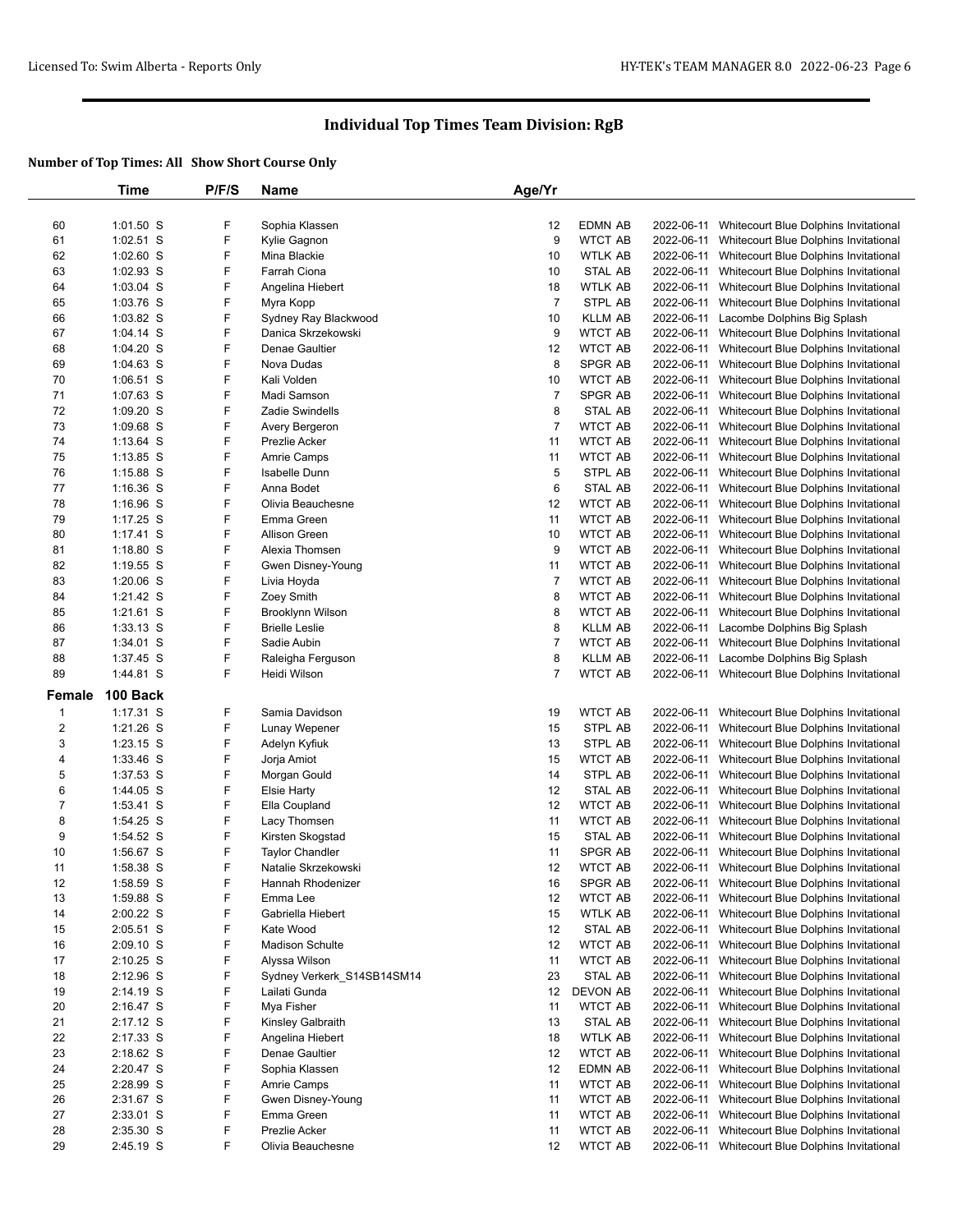## Individual Top Times Team Division: RgB

### Number of Top Times: All Show Short Course Only

| | Time | P/F/S | Name | Age/Yr | | | |
|---|---|---|---|---|---|---|---|
| 60 | 1:01.50 S | F | Sophia Klassen | 12 | EDMN AB | 2022-06-11 | Whitecourt Blue Dolphins Invitational |
| 61 | 1:02.51 S | F | Kylie Gagnon | 9 | WTCT AB | 2022-06-11 | Whitecourt Blue Dolphins Invitational |
| 62 | 1:02.60 S | F | Mina Blackie | 10 | WTLK AB | 2022-06-11 | Whitecourt Blue Dolphins Invitational |
| 63 | 1:02.93 S | F | Farrah Ciona | 10 | STAL AB | 2022-06-11 | Whitecourt Blue Dolphins Invitational |
| 64 | 1:03.04 S | F | Angelina Hiebert | 18 | WTLK AB | 2022-06-11 | Whitecourt Blue Dolphins Invitational |
| 65 | 1:03.76 S | F | Myra Kopp | 7 | STPL AB | 2022-06-11 | Whitecourt Blue Dolphins Invitational |
| 66 | 1:03.82 S | F | Sydney Ray Blackwood | 10 | KLLM AB | 2022-06-11 | Lacombe Dolphins Big Splash |
| 67 | 1:04.14 S | F | Danica Skrzekowski | 9 | WTCT AB | 2022-06-11 | Whitecourt Blue Dolphins Invitational |
| 68 | 1:04.20 S | F | Denae Gaultier | 12 | WTCT AB | 2022-06-11 | Whitecourt Blue Dolphins Invitational |
| 69 | 1:04.63 S | F | Nova Dudas | 8 | SPGR AB | 2022-06-11 | Whitecourt Blue Dolphins Invitational |
| 70 | 1:06.51 S | F | Kali Volden | 10 | WTCT AB | 2022-06-11 | Whitecourt Blue Dolphins Invitational |
| 71 | 1:07.63 S | F | Madi Samson | 7 | SPGR AB | 2022-06-11 | Whitecourt Blue Dolphins Invitational |
| 72 | 1:09.20 S | F | Zadie Swindells | 8 | STAL AB | 2022-06-11 | Whitecourt Blue Dolphins Invitational |
| 73 | 1:09.68 S | F | Avery Bergeron | 7 | WTCT AB | 2022-06-11 | Whitecourt Blue Dolphins Invitational |
| 74 | 1:13.64 S | F | Prezlie Acker | 11 | WTCT AB | 2022-06-11 | Whitecourt Blue Dolphins Invitational |
| 75 | 1:13.85 S | F | Amrie Camps | 11 | WTCT AB | 2022-06-11 | Whitecourt Blue Dolphins Invitational |
| 76 | 1:15.88 S | F | Isabelle Dunn | 5 | STPL AB | 2022-06-11 | Whitecourt Blue Dolphins Invitational |
| 77 | 1:16.36 S | F | Anna Bodet | 6 | STAL AB | 2022-06-11 | Whitecourt Blue Dolphins Invitational |
| 78 | 1:16.96 S | F | Olivia Beauchesne | 12 | WTCT AB | 2022-06-11 | Whitecourt Blue Dolphins Invitational |
| 79 | 1:17.25 S | F | Emma Green | 11 | WTCT AB | 2022-06-11 | Whitecourt Blue Dolphins Invitational |
| 80 | 1:17.41 S | F | Allison Green | 10 | WTCT AB | 2022-06-11 | Whitecourt Blue Dolphins Invitational |
| 81 | 1:18.80 S | F | Alexia Thomsen | 9 | WTCT AB | 2022-06-11 | Whitecourt Blue Dolphins Invitational |
| 82 | 1:19.55 S | F | Gwen Disney-Young | 11 | WTCT AB | 2022-06-11 | Whitecourt Blue Dolphins Invitational |
| 83 | 1:20.06 S | F | Livia Hoyda | 7 | WTCT AB | 2022-06-11 | Whitecourt Blue Dolphins Invitational |
| 84 | 1:21.42 S | F | Zoey Smith | 8 | WTCT AB | 2022-06-11 | Whitecourt Blue Dolphins Invitational |
| 85 | 1:21.61 S | F | Brooklynn Wilson | 8 | WTCT AB | 2022-06-11 | Whitecourt Blue Dolphins Invitational |
| 86 | 1:33.13 S | F | Brielle Leslie | 8 | KLLM AB | 2022-06-11 | Lacombe Dolphins Big Splash |
| 87 | 1:34.01 S | F | Sadie Aubin | 7 | WTCT AB | 2022-06-11 | Whitecourt Blue Dolphins Invitational |
| 88 | 1:37.45 S | F | Raleigha Ferguson | 8 | KLLM AB | 2022-06-11 | Lacombe Dolphins Big Splash |
| 89 | 1:44.81 S | F | Heidi Wilson | 7 | WTCT AB | 2022-06-11 | Whitecourt Blue Dolphins Invitational |

### Female 100 Back

| | Time | P/F/S | Name | Age/Yr | | | |
|---|---|---|---|---|---|---|---|
| 1 | 1:17.31 S | F | Samia Davidson | 19 | WTCT AB | 2022-06-11 | Whitecourt Blue Dolphins Invitational |
| 2 | 1:21.26 S | F | Lunay Wepener | 15 | STPL AB | 2022-06-11 | Whitecourt Blue Dolphins Invitational |
| 3 | 1:23.15 S | F | Adelyn Kyfiuk | 13 | STPL AB | 2022-06-11 | Whitecourt Blue Dolphins Invitational |
| 4 | 1:33.46 S | F | Jorja Amiot | 15 | WTCT AB | 2022-06-11 | Whitecourt Blue Dolphins Invitational |
| 5 | 1:37.53 S | F | Morgan Gould | 14 | STPL AB | 2022-06-11 | Whitecourt Blue Dolphins Invitational |
| 6 | 1:44.05 S | F | Elsie Harty | 12 | STAL AB | 2022-06-11 | Whitecourt Blue Dolphins Invitational |
| 7 | 1:53.41 S | F | Ella Coupland | 12 | WTCT AB | 2022-06-11 | Whitecourt Blue Dolphins Invitational |
| 8 | 1:54.25 S | F | Lacy Thomsen | 11 | WTCT AB | 2022-06-11 | Whitecourt Blue Dolphins Invitational |
| 9 | 1:54.52 S | F | Kirsten Skogstad | 15 | STAL AB | 2022-06-11 | Whitecourt Blue Dolphins Invitational |
| 10 | 1:56.67 S | F | Taylor Chandler | 11 | SPGR AB | 2022-06-11 | Whitecourt Blue Dolphins Invitational |
| 11 | 1:58.38 S | F | Natalie Skrzekowski | 12 | WTCT AB | 2022-06-11 | Whitecourt Blue Dolphins Invitational |
| 12 | 1:58.59 S | F | Hannah Rhodenizer | 16 | SPGR AB | 2022-06-11 | Whitecourt Blue Dolphins Invitational |
| 13 | 1:59.88 S | F | Emma Lee | 12 | WTCT AB | 2022-06-11 | Whitecourt Blue Dolphins Invitational |
| 14 | 2:00.22 S | F | Gabriella Hiebert | 15 | WTLK AB | 2022-06-11 | Whitecourt Blue Dolphins Invitational |
| 15 | 2:05.51 S | F | Kate Wood | 12 | STAL AB | 2022-06-11 | Whitecourt Blue Dolphins Invitational |
| 16 | 2:09.10 S | F | Madison Schulte | 12 | WTCT AB | 2022-06-11 | Whitecourt Blue Dolphins Invitational |
| 17 | 2:10.25 S | F | Alyssa Wilson | 11 | WTCT AB | 2022-06-11 | Whitecourt Blue Dolphins Invitational |
| 18 | 2:12.96 S | F | Sydney Verkerk_S14SB14SM14 | 23 | STAL AB | 2022-06-11 | Whitecourt Blue Dolphins Invitational |
| 19 | 2:14.19 S | F | Lailati Gunda | 12 | DEVON AB | 2022-06-11 | Whitecourt Blue Dolphins Invitational |
| 20 | 2:16.47 S | F | Mya Fisher | 11 | WTCT AB | 2022-06-11 | Whitecourt Blue Dolphins Invitational |
| 21 | 2:17.12 S | F | Kinsley Galbraith | 13 | STAL AB | 2022-06-11 | Whitecourt Blue Dolphins Invitational |
| 22 | 2:17.33 S | F | Angelina Hiebert | 18 | WTLK AB | 2022-06-11 | Whitecourt Blue Dolphins Invitational |
| 23 | 2:18.62 S | F | Denae Gaultier | 12 | WTCT AB | 2022-06-11 | Whitecourt Blue Dolphins Invitational |
| 24 | 2:20.47 S | F | Sophia Klassen | 12 | EDMN AB | 2022-06-11 | Whitecourt Blue Dolphins Invitational |
| 25 | 2:28.99 S | F | Amrie Camps | 11 | WTCT AB | 2022-06-11 | Whitecourt Blue Dolphins Invitational |
| 26 | 2:31.67 S | F | Gwen Disney-Young | 11 | WTCT AB | 2022-06-11 | Whitecourt Blue Dolphins Invitational |
| 27 | 2:33.01 S | F | Emma Green | 11 | WTCT AB | 2022-06-11 | Whitecourt Blue Dolphins Invitational |
| 28 | 2:35.30 S | F | Prezlie Acker | 11 | WTCT AB | 2022-06-11 | Whitecourt Blue Dolphins Invitational |
| 29 | 2:45.19 S | F | Olivia Beauchesne | 12 | WTCT AB | 2022-06-11 | Whitecourt Blue Dolphins Invitational |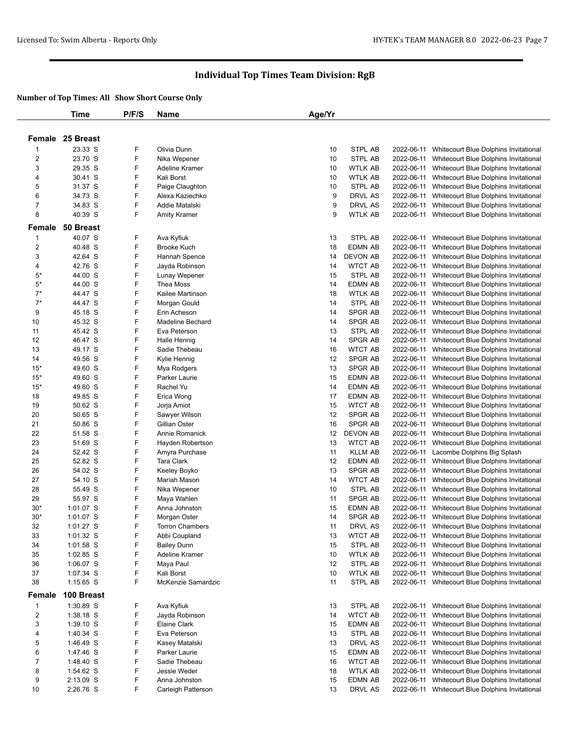# Individual Top Times Team Division: RgB

### Number of Top Times: All Show Short Course Only

| | Time | P/F/S | Name | Age/Yr | | | |
|---|---|---|---|---|---|---|---|
| **Female 25 Breast** | | | | | | | |
| 1 | 23.33 S | F | Olivia Dunn | 10 | STPL AB | 2022-06-11 | Whitecourt Blue Dolphins Invitational |
| 2 | 23.70 S | F | Nika Wepener | 10 | STPL AB | 2022-06-11 | Whitecourt Blue Dolphins Invitational |
| 3 | 29.35 S | F | Adeline Kramer | 10 | WTLK AB | 2022-06-11 | Whitecourt Blue Dolphins Invitational |
| 4 | 30.41 S | F | Kali Borst | 10 | WTLK AB | 2022-06-11 | Whitecourt Blue Dolphins Invitational |
| 5 | 31.37 S | F | Paige Claughton | 10 | STPL AB | 2022-06-11 | Whitecourt Blue Dolphins Invitational |
| 6 | 34.73 S | F | Alexa Kaziechko | 9 | DRVL AS | 2022-06-11 | Whitecourt Blue Dolphins Invitational |
| 7 | 34.83 S | F | Addie Matalski | 9 | DRVL AS | 2022-06-11 | Whitecourt Blue Dolphins Invitational |
| 8 | 40.39 S | F | Amity Kramer | 9 | WTLK AB | 2022-06-11 | Whitecourt Blue Dolphins Invitational |
| **Female 50 Breast** | | | | | | | |
| 1 | 40.07 S | F | Ava Kyfiuk | 13 | STPL AB | 2022-06-11 | Whitecourt Blue Dolphins Invitational |
| 2 | 40.48 S | F | Brooke Kuch | 18 | EDMN AB | 2022-06-11 | Whitecourt Blue Dolphins Invitational |
| 3 | 42.64 S | F | Hannah Spence | 14 | DEVON AB | 2022-06-11 | Whitecourt Blue Dolphins Invitational |
| 4 | 42.76 S | F | Jayda Robinson | 14 | WTCT AB | 2022-06-11 | Whitecourt Blue Dolphins Invitational |
| 5* | 44.00 S | F | Lunay Wepener | 15 | STPL AB | 2022-06-11 | Whitecourt Blue Dolphins Invitational |
| 5* | 44.00 S | F | Thea Moss | 14 | EDMN AB | 2022-06-11 | Whitecourt Blue Dolphins Invitational |
| 7* | 44.47 S | F | Kailee Martinson | 18 | WTLK AB | 2022-06-11 | Whitecourt Blue Dolphins Invitational |
| 7* | 44.47 S | F | Morgan Gould | 14 | STPL AB | 2022-06-11 | Whitecourt Blue Dolphins Invitational |
| 9 | 45.18 S | F | Erin Acheson | 14 | SPGR AB | 2022-06-11 | Whitecourt Blue Dolphins Invitational |
| 10 | 45.32 S | F | Madeline Bechard | 14 | SPGR AB | 2022-06-11 | Whitecourt Blue Dolphins Invitational |
| 11 | 45.42 S | F | Eva Peterson | 13 | STPL AB | 2022-06-11 | Whitecourt Blue Dolphins Invitational |
| 12 | 46.47 S | F | Halle Hennig | 14 | SPGR AB | 2022-06-11 | Whitecourt Blue Dolphins Invitational |
| 13 | 49.17 S | F | Sadie Thebeau | 16 | WTCT AB | 2022-06-11 | Whitecourt Blue Dolphins Invitational |
| 14 | 49.56 S | F | Kylie Hennig | 12 | SPGR AB | 2022-06-11 | Whitecourt Blue Dolphins Invitational |
| 15* | 49.60 S | F | Mya Rodgers | 13 | SPGR AB | 2022-06-11 | Whitecourt Blue Dolphins Invitational |
| 15* | 49.60 S | F | Parker Laurie | 15 | EDMN AB | 2022-06-11 | Whitecourt Blue Dolphins Invitational |
| 15* | 49.60 S | F | Rachel Yu | 14 | EDMN AB | 2022-06-11 | Whitecourt Blue Dolphins Invitational |
| 18 | 49.85 S | F | Erica Wong | 17 | EDMN AB | 2022-06-11 | Whitecourt Blue Dolphins Invitational |
| 19 | 50.62 S | F | Jorja Amiot | 15 | WTCT AB | 2022-06-11 | Whitecourt Blue Dolphins Invitational |
| 20 | 50.65 S | F | Sawyer Wilson | 12 | SPGR AB | 2022-06-11 | Whitecourt Blue Dolphins Invitational |
| 21 | 50.86 S | F | Gillian Oster | 16 | SPGR AB | 2022-06-11 | Whitecourt Blue Dolphins Invitational |
| 22 | 51.58 S | F | Annie Romanick | 12 | DEVON AB | 2022-06-11 | Whitecourt Blue Dolphins Invitational |
| 23 | 51.69 S | F | Hayden Robertson | 13 | WTCT AB | 2022-06-11 | Whitecourt Blue Dolphins Invitational |
| 24 | 52.42 S | F | Amyra Purchase | 11 | KLLM AB | 2022-06-11 | Lacombe Dolphins Big Splash |
| 25 | 52.82 S | F | Tara Clark | 12 | EDMN AB | 2022-06-11 | Whitecourt Blue Dolphins Invitational |
| 26 | 54.02 S | F | Keeley Boyko | 13 | SPGR AB | 2022-06-11 | Whitecourt Blue Dolphins Invitational |
| 27 | 54.10 S | F | Mariah Mason | 14 | WTCT AB | 2022-06-11 | Whitecourt Blue Dolphins Invitational |
| 28 | 55.49 S | F | Nika Wepener | 10 | STPL AB | 2022-06-11 | Whitecourt Blue Dolphins Invitational |
| 29 | 55.97 S | F | Maya Wahlen | 11 | SPGR AB | 2022-06-11 | Whitecourt Blue Dolphins Invitational |
| 30* | 1:01.07 S | F | Anna Johnston | 15 | EDMN AB | 2022-06-11 | Whitecourt Blue Dolphins Invitational |
| 30* | 1:01.07 S | F | Morgan Oster | 14 | SPGR AB | 2022-06-11 | Whitecourt Blue Dolphins Invitational |
| 32 | 1:01.27 S | F | Torron Chambers | 11 | DRVL AS | 2022-06-11 | Whitecourt Blue Dolphins Invitational |
| 33 | 1:01.32 S | F | Abbi Coupland | 13 | WTCT AB | 2022-06-11 | Whitecourt Blue Dolphins Invitational |
| 34 | 1:01.58 S | F | Bailey Dunn | 15 | STPL AB | 2022-06-11 | Whitecourt Blue Dolphins Invitational |
| 35 | 1:02.85 S | F | Adeline Kramer | 10 | WTLK AB | 2022-06-11 | Whitecourt Blue Dolphins Invitational |
| 36 | 1:06.07 S | F | Maya Paul | 12 | STPL AB | 2022-06-11 | Whitecourt Blue Dolphins Invitational |
| 37 | 1:07.34 S | F | Kali Borst | 10 | WTLK AB | 2022-06-11 | Whitecourt Blue Dolphins Invitational |
| 38 | 1:15.65 S | F | McKenzie Samardzic | 11 | STPL AB | 2022-06-11 | Whitecourt Blue Dolphins Invitational |
| **Female 100 Breast** | | | | | | | |
| 1 | 1:30.89 S | F | Ava Kyfiuk | 13 | STPL AB | 2022-06-11 | Whitecourt Blue Dolphins Invitational |
| 2 | 1:38.18 S | F | Jayda Robinson | 14 | WTCT AB | 2022-06-11 | Whitecourt Blue Dolphins Invitational |
| 3 | 1:39.10 S | F | Elaine Clark | 15 | EDMN AB | 2022-06-11 | Whitecourt Blue Dolphins Invitational |
| 4 | 1:40.34 S | F | Eva Peterson | 13 | STPL AB | 2022-06-11 | Whitecourt Blue Dolphins Invitational |
| 5 | 1:46.49 S | F | Kasey Matalski | 13 | DRVL AS | 2022-06-11 | Whitecourt Blue Dolphins Invitational |
| 6 | 1:47.46 S | F | Parker Laurie | 15 | EDMN AB | 2022-06-11 | Whitecourt Blue Dolphins Invitational |
| 7 | 1:48.40 S | F | Sadie Thebeau | 16 | WTCT AB | 2022-06-11 | Whitecourt Blue Dolphins Invitational |
| 8 | 1:54.62 S | F | Jessie Weder | 18 | WTLK AB | 2022-06-11 | Whitecourt Blue Dolphins Invitational |
| 9 | 2:13.09 S | F | Anna Johnston | 15 | EDMN AB | 2022-06-11 | Whitecourt Blue Dolphins Invitational |
| 10 | 2:26.76 S | F | Carleigh Patterson | 13 | DRVL AS | 2022-06-11 | Whitecourt Blue Dolphins Invitational |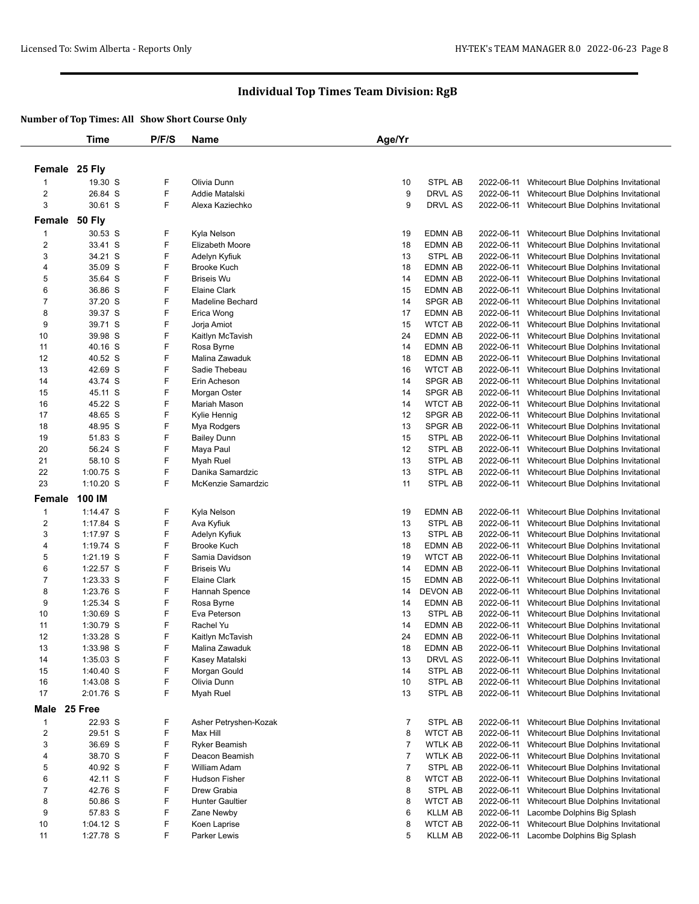# Individual Top Times Team Division: RgB

**Number of Top Times: All Show Short Course Only**

| | Time | P/F/S | Name | Age/Yr | | | |
|---|---|---|---|---|---|---|---|
| **Female 25 Fly** | | | | | | | |
| 1 | 19.30 S | F | Olivia Dunn | 10 | STPL AB | 2022-06-11 | Whitecourt Blue Dolphins Invitational |
| 2 | 26.84 S | F | Addie Matalski | 9 | DRVL AS | 2022-06-11 | Whitecourt Blue Dolphins Invitational |
| 3 | 30.61 S | F | Alexa Kaziechko | 9 | DRVL AS | 2022-06-11 | Whitecourt Blue Dolphins Invitational |
| **Female 50 Fly** | | | | | | | |
| 1 | 30.53 S | F | Kyla Nelson | 19 | EDMN AB | 2022-06-11 | Whitecourt Blue Dolphins Invitational |
| 2 | 33.41 S | F | Elizabeth Moore | 18 | EDMN AB | 2022-06-11 | Whitecourt Blue Dolphins Invitational |
| 3 | 34.21 S | F | Adelyn Kyfiuk | 13 | STPL AB | 2022-06-11 | Whitecourt Blue Dolphins Invitational |
| 4 | 35.09 S | F | Brooke Kuch | 18 | EDMN AB | 2022-06-11 | Whitecourt Blue Dolphins Invitational |
| 5 | 35.64 S | F | Briseis Wu | 14 | EDMN AB | 2022-06-11 | Whitecourt Blue Dolphins Invitational |
| 6 | 36.86 S | F | Elaine Clark | 15 | EDMN AB | 2022-06-11 | Whitecourt Blue Dolphins Invitational |
| 7 | 37.20 S | F | Madeline Bechard | 14 | SPGR AB | 2022-06-11 | Whitecourt Blue Dolphins Invitational |
| 8 | 39.37 S | F | Erica Wong | 17 | EDMN AB | 2022-06-11 | Whitecourt Blue Dolphins Invitational |
| 9 | 39.71 S | F | Jorja Amiot | 15 | WTCT AB | 2022-06-11 | Whitecourt Blue Dolphins Invitational |
| 10 | 39.98 S | F | Kaitlyn McTavish | 24 | EDMN AB | 2022-06-11 | Whitecourt Blue Dolphins Invitational |
| 11 | 40.16 S | F | Rosa Byrne | 14 | EDMN AB | 2022-06-11 | Whitecourt Blue Dolphins Invitational |
| 12 | 40.52 S | F | Malina Zawaduk | 18 | EDMN AB | 2022-06-11 | Whitecourt Blue Dolphins Invitational |
| 13 | 42.69 S | F | Sadie Thebeau | 16 | WTCT AB | 2022-06-11 | Whitecourt Blue Dolphins Invitational |
| 14 | 43.74 S | F | Erin Acheson | 14 | SPGR AB | 2022-06-11 | Whitecourt Blue Dolphins Invitational |
| 15 | 45.11 S | F | Morgan Oster | 14 | SPGR AB | 2022-06-11 | Whitecourt Blue Dolphins Invitational |
| 16 | 45.22 S | F | Mariah Mason | 14 | WTCT AB | 2022-06-11 | Whitecourt Blue Dolphins Invitational |
| 17 | 48.65 S | F | Kylie Hennig | 12 | SPGR AB | 2022-06-11 | Whitecourt Blue Dolphins Invitational |
| 18 | 48.95 S | F | Mya Rodgers | 13 | SPGR AB | 2022-06-11 | Whitecourt Blue Dolphins Invitational |
| 19 | 51.83 S | F | Bailey Dunn | 15 | STPL AB | 2022-06-11 | Whitecourt Blue Dolphins Invitational |
| 20 | 56.24 S | F | Maya Paul | 12 | STPL AB | 2022-06-11 | Whitecourt Blue Dolphins Invitational |
| 21 | 58.10 S | F | Myah Ruel | 13 | STPL AB | 2022-06-11 | Whitecourt Blue Dolphins Invitational |
| 22 | 1:00.75 S | F | Danika Samardzic | 13 | STPL AB | 2022-06-11 | Whitecourt Blue Dolphins Invitational |
| 23 | 1:10.20 S | F | McKenzie Samardzic | 11 | STPL AB | 2022-06-11 | Whitecourt Blue Dolphins Invitational |
| **Female 100 IM** | | | | | | | |
| 1 | 1:14.47 S | F | Kyla Nelson | 19 | EDMN AB | 2022-06-11 | Whitecourt Blue Dolphins Invitational |
| 2 | 1:17.84 S | F | Ava Kyfiuk | 13 | STPL AB | 2022-06-11 | Whitecourt Blue Dolphins Invitational |
| 3 | 1:17.97 S | F | Adelyn Kyfiuk | 13 | STPL AB | 2022-06-11 | Whitecourt Blue Dolphins Invitational |
| 4 | 1:19.74 S | F | Brooke Kuch | 18 | EDMN AB | 2022-06-11 | Whitecourt Blue Dolphins Invitational |
| 5 | 1:21.19 S | F | Samia Davidson | 19 | WTCT AB | 2022-06-11 | Whitecourt Blue Dolphins Invitational |
| 6 | 1:22.57 S | F | Briseis Wu | 14 | EDMN AB | 2022-06-11 | Whitecourt Blue Dolphins Invitational |
| 7 | 1:23.33 S | F | Elaine Clark | 15 | EDMN AB | 2022-06-11 | Whitecourt Blue Dolphins Invitational |
| 8 | 1:23.76 S | F | Hannah Spence | 14 | DEVON AB | 2022-06-11 | Whitecourt Blue Dolphins Invitational |
| 9 | 1:25.34 S | F | Rosa Byrne | 14 | EDMN AB | 2022-06-11 | Whitecourt Blue Dolphins Invitational |
| 10 | 1:30.69 S | F | Eva Peterson | 13 | STPL AB | 2022-06-11 | Whitecourt Blue Dolphins Invitational |
| 11 | 1:30.79 S | F | Rachel Yu | 14 | EDMN AB | 2022-06-11 | Whitecourt Blue Dolphins Invitational |
| 12 | 1:33.28 S | F | Kaitlyn McTavish | 24 | EDMN AB | 2022-06-11 | Whitecourt Blue Dolphins Invitational |
| 13 | 1:33.98 S | F | Malina Zawaduk | 18 | EDMN AB | 2022-06-11 | Whitecourt Blue Dolphins Invitational |
| 14 | 1:35.03 S | F | Kasey Matalski | 13 | DRVL AS | 2022-06-11 | Whitecourt Blue Dolphins Invitational |
| 15 | 1:40.40 S | F | Morgan Gould | 14 | STPL AB | 2022-06-11 | Whitecourt Blue Dolphins Invitational |
| 16 | 1:43.08 S | F | Olivia Dunn | 10 | STPL AB | 2022-06-11 | Whitecourt Blue Dolphins Invitational |
| 17 | 2:01.76 S | F | Myah Ruel | 13 | STPL AB | 2022-06-11 | Whitecourt Blue Dolphins Invitational |
| **Male 25 Free** | | | | | | | |
| 1 | 22.93 S | F | Asher Petryshen-Kozak | 7 | STPL AB | 2022-06-11 | Whitecourt Blue Dolphins Invitational |
| 2 | 29.51 S | F | Max Hill | 8 | WTCT AB | 2022-06-11 | Whitecourt Blue Dolphins Invitational |
| 3 | 36.69 S | F | Ryker Beamish | 7 | WTLK AB | 2022-06-11 | Whitecourt Blue Dolphins Invitational |
| 4 | 38.70 S | F | Deacon Beamish | 7 | WTLK AB | 2022-06-11 | Whitecourt Blue Dolphins Invitational |
| 5 | 40.92 S | F | William Adam | 7 | STPL AB | 2022-06-11 | Whitecourt Blue Dolphins Invitational |
| 6 | 42.11 S | F | Hudson Fisher | 8 | WTCT AB | 2022-06-11 | Whitecourt Blue Dolphins Invitational |
| 7 | 42.76 S | F | Drew Grabia | 8 | STPL AB | 2022-06-11 | Whitecourt Blue Dolphins Invitational |
| 8 | 50.86 S | F | Hunter Gaultier | 8 | WTCT AB | 2022-06-11 | Whitecourt Blue Dolphins Invitational |
| 9 | 57.83 S | F | Zane Newby | 6 | KLLM AB | 2022-06-11 | Lacombe Dolphins Big Splash |
| 10 | 1:04.12 S | F | Koen Laprise | 8 | WTCT AB | 2022-06-11 | Whitecourt Blue Dolphins Invitational |
| 11 | 1:27.78 S | F | Parker Lewis | 5 | KLLM AB | 2022-06-11 | Lacombe Dolphins Big Splash |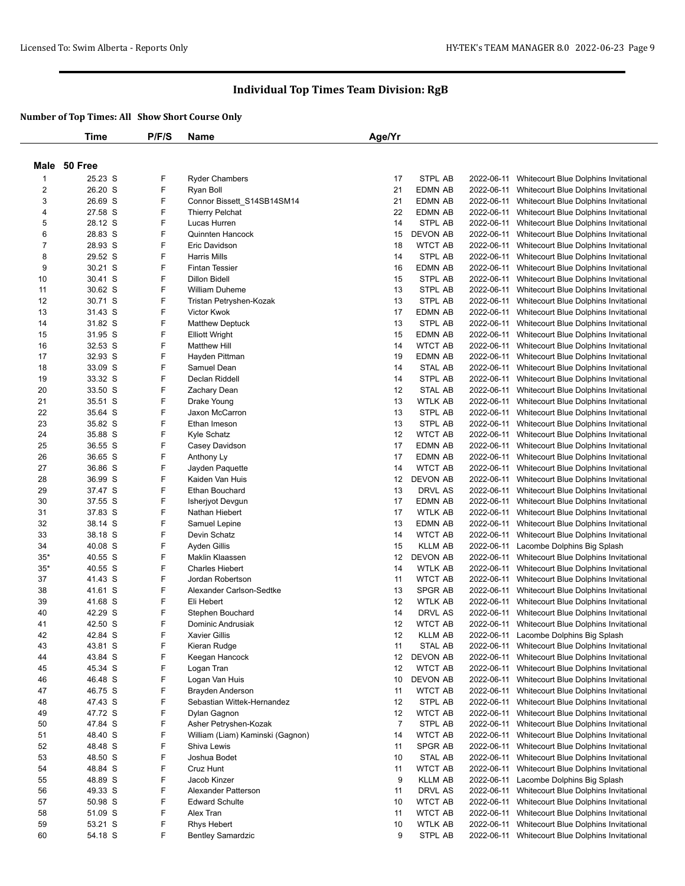# Individual Top Times Team Division: RgB

**Number of Top Times: All Show Short Course Only**

| | Time | P/F/S | Name | Age/Yr | Team | Date | Meet |
|---|---|---|---|---|---|---|---|
| **Male 50 Free** | | | | | | | |
| 1 | 25.23 S | F | Ryder Chambers | 17 | STPL AB | 2022-06-11 | Whitecourt Blue Dolphins Invitational |
| 2 | 26.20 S | F | Ryan Boll | 21 | EDMN AB | 2022-06-11 | Whitecourt Blue Dolphins Invitational |
| 3 | 26.69 S | F | Connor Bissett_S14SB14SM14 | 21 | EDMN AB | 2022-06-11 | Whitecourt Blue Dolphins Invitational |
| 4 | 27.58 S | F | Thierry Pelchat | 22 | EDMN AB | 2022-06-11 | Whitecourt Blue Dolphins Invitational |
| 5 | 28.12 S | F | Lucas Hurren | 14 | STPL AB | 2022-06-11 | Whitecourt Blue Dolphins Invitational |
| 6 | 28.83 S | F | Quinnten Hancock | 15 | DEVON AB | 2022-06-11 | Whitecourt Blue Dolphins Invitational |
| 7 | 28.93 S | F | Eric Davidson | 18 | WTCT AB | 2022-06-11 | Whitecourt Blue Dolphins Invitational |
| 8 | 29.52 S | F | Harris Mills | 14 | STPL AB | 2022-06-11 | Whitecourt Blue Dolphins Invitational |
| 9 | 30.21 S | F | Fintan Tessier | 16 | EDMN AB | 2022-06-11 | Whitecourt Blue Dolphins Invitational |
| 10 | 30.41 S | F | Dillon Bidell | 15 | STPL AB | 2022-06-11 | Whitecourt Blue Dolphins Invitational |
| 11 | 30.62 S | F | William Duheme | 13 | STPL AB | 2022-06-11 | Whitecourt Blue Dolphins Invitational |
| 12 | 30.71 S | F | Tristan Petryshen-Kozak | 13 | STPL AB | 2022-06-11 | Whitecourt Blue Dolphins Invitational |
| 13 | 31.43 S | F | Victor Kwok | 17 | EDMN AB | 2022-06-11 | Whitecourt Blue Dolphins Invitational |
| 14 | 31.82 S | F | Matthew Deptuck | 13 | STPL AB | 2022-06-11 | Whitecourt Blue Dolphins Invitational |
| 15 | 31.95 S | F | Elliott Wright | 15 | EDMN AB | 2022-06-11 | Whitecourt Blue Dolphins Invitational |
| 16 | 32.53 S | F | Matthew Hill | 14 | WTCT AB | 2022-06-11 | Whitecourt Blue Dolphins Invitational |
| 17 | 32.93 S | F | Hayden Pittman | 19 | EDMN AB | 2022-06-11 | Whitecourt Blue Dolphins Invitational |
| 18 | 33.09 S | F | Samuel Dean | 14 | STAL AB | 2022-06-11 | Whitecourt Blue Dolphins Invitational |
| 19 | 33.32 S | F | Declan Riddell | 14 | STPL AB | 2022-06-11 | Whitecourt Blue Dolphins Invitational |
| 20 | 33.50 S | F | Zachary Dean | 12 | STAL AB | 2022-06-11 | Whitecourt Blue Dolphins Invitational |
| 21 | 35.51 S | F | Drake Young | 13 | WTLK AB | 2022-06-11 | Whitecourt Blue Dolphins Invitational |
| 22 | 35.64 S | F | Jaxon McCarron | 13 | STPL AB | 2022-06-11 | Whitecourt Blue Dolphins Invitational |
| 23 | 35.82 S | F | Ethan Imeson | 13 | STPL AB | 2022-06-11 | Whitecourt Blue Dolphins Invitational |
| 24 | 35.88 S | F | Kyle Schatz | 12 | WTCT AB | 2022-06-11 | Whitecourt Blue Dolphins Invitational |
| 25 | 36.55 S | F | Casey Davidson | 17 | EDMN AB | 2022-06-11 | Whitecourt Blue Dolphins Invitational |
| 26 | 36.65 S | F | Anthony Ly | 17 | EDMN AB | 2022-06-11 | Whitecourt Blue Dolphins Invitational |
| 27 | 36.86 S | F | Jayden Paquette | 14 | WTCT AB | 2022-06-11 | Whitecourt Blue Dolphins Invitational |
| 28 | 36.99 S | F | Kaiden Van Huis | 12 | DEVON AB | 2022-06-11 | Whitecourt Blue Dolphins Invitational |
| 29 | 37.47 S | F | Ethan Bouchard | 13 | DRVL AS | 2022-06-11 | Whitecourt Blue Dolphins Invitational |
| 30 | 37.55 S | F | Isherjyot Devgun | 17 | EDMN AB | 2022-06-11 | Whitecourt Blue Dolphins Invitational |
| 31 | 37.83 S | F | Nathan Hiebert | 17 | WTLK AB | 2022-06-11 | Whitecourt Blue Dolphins Invitational |
| 32 | 38.14 S | F | Samuel Lepine | 13 | EDMN AB | 2022-06-11 | Whitecourt Blue Dolphins Invitational |
| 33 | 38.18 S | F | Devin Schatz | 14 | WTCT AB | 2022-06-11 | Whitecourt Blue Dolphins Invitational |
| 34 | 40.08 S | F | Ayden Gillis | 15 | KLLM AB | 2022-06-11 | Lacombe Dolphins Big Splash |
| 35* | 40.55 S | F | Maklin Klaassen | 12 | DEVON AB | 2022-06-11 | Whitecourt Blue Dolphins Invitational |
| 35* | 40.55 S | F | Charles Hiebert | 14 | WTLK AB | 2022-06-11 | Whitecourt Blue Dolphins Invitational |
| 37 | 41.43 S | F | Jordan Robertson | 11 | WTCT AB | 2022-06-11 | Whitecourt Blue Dolphins Invitational |
| 38 | 41.61 S | F | Alexander Carlson-Sedtke | 13 | SPGR AB | 2022-06-11 | Whitecourt Blue Dolphins Invitational |
| 39 | 41.68 S | F | Eli Hebert | 12 | WTLK AB | 2022-06-11 | Whitecourt Blue Dolphins Invitational |
| 40 | 42.29 S | F | Stephen Bouchard | 14 | DRVL AS | 2022-06-11 | Whitecourt Blue Dolphins Invitational |
| 41 | 42.50 S | F | Dominic Andrusiak | 12 | WTCT AB | 2022-06-11 | Whitecourt Blue Dolphins Invitational |
| 42 | 42.84 S | F | Xavier Gillis | 12 | KLLM AB | 2022-06-11 | Lacombe Dolphins Big Splash |
| 43 | 43.81 S | F | Kieran Rudge | 11 | STAL AB | 2022-06-11 | Whitecourt Blue Dolphins Invitational |
| 44 | 43.84 S | F | Keegan Hancock | 12 | DEVON AB | 2022-06-11 | Whitecourt Blue Dolphins Invitational |
| 45 | 45.34 S | F | Logan Tran | 12 | WTCT AB | 2022-06-11 | Whitecourt Blue Dolphins Invitational |
| 46 | 46.48 S | F | Logan Van Huis | 10 | DEVON AB | 2022-06-11 | Whitecourt Blue Dolphins Invitational |
| 47 | 46.75 S | F | Brayden Anderson | 11 | WTCT AB | 2022-06-11 | Whitecourt Blue Dolphins Invitational |
| 48 | 47.43 S | F | Sebastian Wittek-Hernandez | 12 | STPL AB | 2022-06-11 | Whitecourt Blue Dolphins Invitational |
| 49 | 47.72 S | F | Dylan Gagnon | 12 | WTCT AB | 2022-06-11 | Whitecourt Blue Dolphins Invitational |
| 50 | 47.84 S | F | Asher Petryshen-Kozak | 7 | STPL AB | 2022-06-11 | Whitecourt Blue Dolphins Invitational |
| 51 | 48.40 S | F | William (Liam) Kaminski (Gagnon) | 14 | WTCT AB | 2022-06-11 | Whitecourt Blue Dolphins Invitational |
| 52 | 48.48 S | F | Shiva Lewis | 11 | SPGR AB | 2022-06-11 | Whitecourt Blue Dolphins Invitational |
| 53 | 48.50 S | F | Joshua Bodet | 10 | STAL AB | 2022-06-11 | Whitecourt Blue Dolphins Invitational |
| 54 | 48.84 S | F | Cruz Hunt | 11 | WTCT AB | 2022-06-11 | Whitecourt Blue Dolphins Invitational |
| 55 | 48.89 S | F | Jacob Kinzer | 9 | KLLM AB | 2022-06-11 | Lacombe Dolphins Big Splash |
| 56 | 49.33 S | F | Alexander Patterson | 11 | DRVL AS | 2022-06-11 | Whitecourt Blue Dolphins Invitational |
| 57 | 50.98 S | F | Edward Schulte | 10 | WTCT AB | 2022-06-11 | Whitecourt Blue Dolphins Invitational |
| 58 | 51.09 S | F | Alex Tran | 11 | WTCT AB | 2022-06-11 | Whitecourt Blue Dolphins Invitational |
| 59 | 53.21 S | F | Rhys Hebert | 10 | WTLK AB | 2022-06-11 | Whitecourt Blue Dolphins Invitational |
| 60 | 54.18 S | F | Bentley Samardzic | 9 | STPL AB | 2022-06-11 | Whitecourt Blue Dolphins Invitational |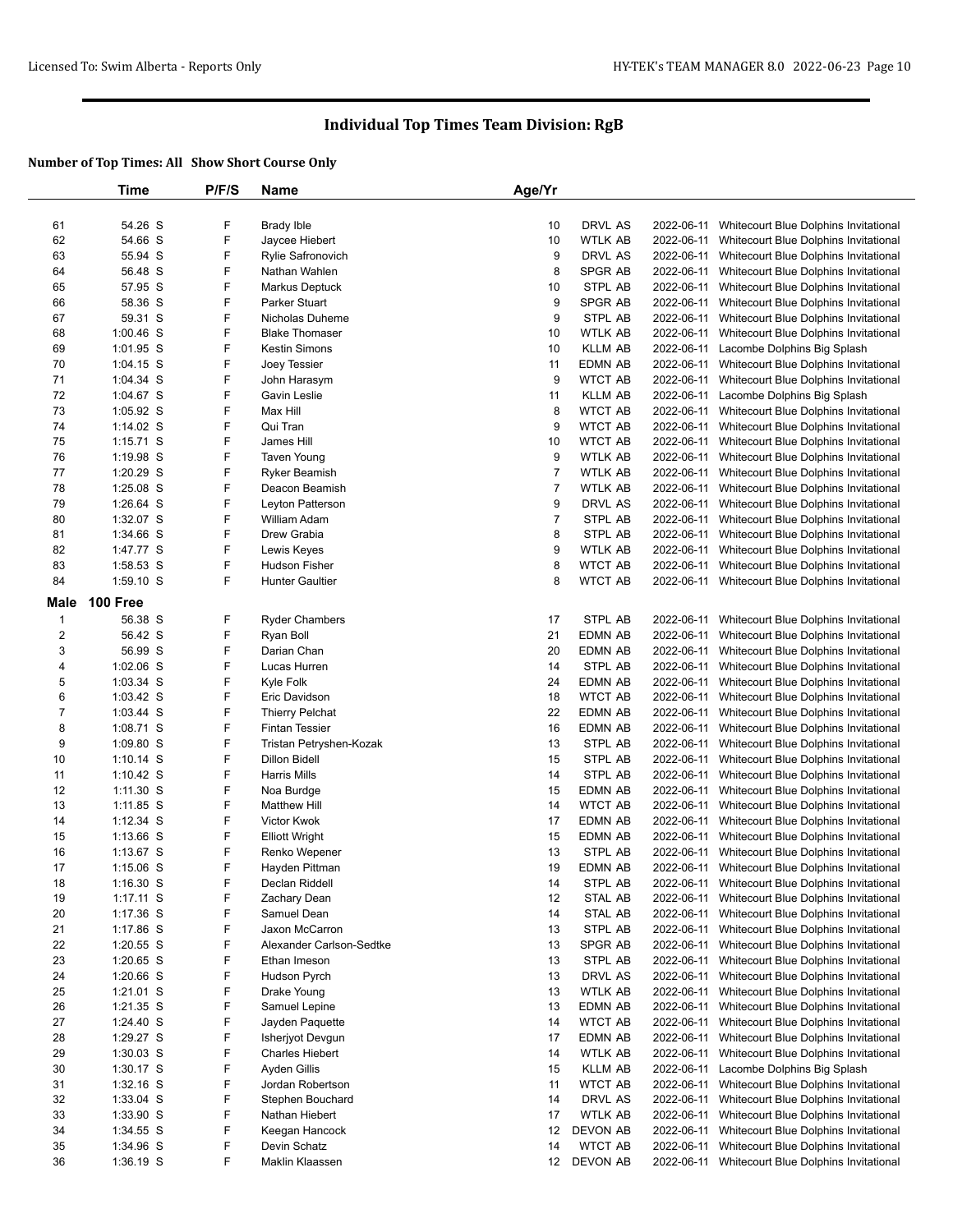# Individual Top Times Team Division: RgB

**Number of Top Times: All   Show Short Course Only**

| | Time | P/F/S | Name | Age/Yr | | | |
|---|---|---|---|---|---|---|---|
| 61 | 54.26 S | F | Brady Ible | 10 | DRVL AS | 2022-06-11 | Whitecourt Blue Dolphins Invitational |
| 62 | 54.66 S | F | Jaycee Hiebert | 10 | WTLK AB | 2022-06-11 | Whitecourt Blue Dolphins Invitational |
| 63 | 55.94 S | F | Rylie Safronovich | 9 | DRVL AS | 2022-06-11 | Whitecourt Blue Dolphins Invitational |
| 64 | 56.48 S | F | Nathan Wahlen | 8 | SPGR AB | 2022-06-11 | Whitecourt Blue Dolphins Invitational |
| 65 | 57.95 S | F | Markus Deptuck | 10 | STPL AB | 2022-06-11 | Whitecourt Blue Dolphins Invitational |
| 66 | 58.36 S | F | Parker Stuart | 9 | SPGR AB | 2022-06-11 | Whitecourt Blue Dolphins Invitational |
| 67 | 59.31 S | F | Nicholas Duheme | 9 | STPL AB | 2022-06-11 | Whitecourt Blue Dolphins Invitational |
| 68 | 1:00.46 S | F | Blake Thomaser | 10 | WTLK AB | 2022-06-11 | Whitecourt Blue Dolphins Invitational |
| 69 | 1:01.95 S | F | Kestin Simons | 10 | KLLM AB | 2022-06-11 | Lacombe Dolphins Big Splash |
| 70 | 1:04.15 S | F | Joey Tessier | 11 | EDMN AB | 2022-06-11 | Whitecourt Blue Dolphins Invitational |
| 71 | 1:04.34 S | F | John Harasym | 9 | WTCT AB | 2022-06-11 | Whitecourt Blue Dolphins Invitational |
| 72 | 1:04.67 S | F | Gavin Leslie | 11 | KLLM AB | 2022-06-11 | Lacombe Dolphins Big Splash |
| 73 | 1:05.92 S | F | Max Hill | 8 | WTCT AB | 2022-06-11 | Whitecourt Blue Dolphins Invitational |
| 74 | 1:14.02 S | F | Qui Tran | 9 | WTCT AB | 2022-06-11 | Whitecourt Blue Dolphins Invitational |
| 75 | 1:15.71 S | F | James Hill | 10 | WTCT AB | 2022-06-11 | Whitecourt Blue Dolphins Invitational |
| 76 | 1:19.98 S | F | Taven Young | 9 | WTLK AB | 2022-06-11 | Whitecourt Blue Dolphins Invitational |
| 77 | 1:20.29 S | F | Ryker Beamish | 7 | WTLK AB | 2022-06-11 | Whitecourt Blue Dolphins Invitational |
| 78 | 1:25.08 S | F | Deacon Beamish | 7 | WTLK AB | 2022-06-11 | Whitecourt Blue Dolphins Invitational |
| 79 | 1:26.64 S | F | Leyton Patterson | 9 | DRVL AS | 2022-06-11 | Whitecourt Blue Dolphins Invitational |
| 80 | 1:32.07 S | F | William Adam | 7 | STPL AB | 2022-06-11 | Whitecourt Blue Dolphins Invitational |
| 81 | 1:34.66 S | F | Drew Grabia | 8 | STPL AB | 2022-06-11 | Whitecourt Blue Dolphins Invitational |
| 82 | 1:47.77 S | F | Lewis Keyes | 9 | WTLK AB | 2022-06-11 | Whitecourt Blue Dolphins Invitational |
| 83 | 1:58.53 S | F | Hudson Fisher | 8 | WTCT AB | 2022-06-11 | Whitecourt Blue Dolphins Invitational |
| 84 | 1:59.10 S | F | Hunter Gaultier | 8 | WTCT AB | 2022-06-11 | Whitecourt Blue Dolphins Invitational |
| **Male** | **100 Free** | | | | | | |
| 1 | 56.38 S | F | Ryder Chambers | 17 | STPL AB | 2022-06-11 | Whitecourt Blue Dolphins Invitational |
| 2 | 56.42 S | F | Ryan Boll | 21 | EDMN AB | 2022-06-11 | Whitecourt Blue Dolphins Invitational |
| 3 | 56.99 S | F | Darian Chan | 20 | EDMN AB | 2022-06-11 | Whitecourt Blue Dolphins Invitational |
| 4 | 1:02.06 S | F | Lucas Hurren | 14 | STPL AB | 2022-06-11 | Whitecourt Blue Dolphins Invitational |
| 5 | 1:03.34 S | F | Kyle Folk | 24 | EDMN AB | 2022-06-11 | Whitecourt Blue Dolphins Invitational |
| 6 | 1:03.42 S | F | Eric Davidson | 18 | WTCT AB | 2022-06-11 | Whitecourt Blue Dolphins Invitational |
| 7 | 1:03.44 S | F | Thierry Pelchat | 22 | EDMN AB | 2022-06-11 | Whitecourt Blue Dolphins Invitational |
| 8 | 1:08.71 S | F | Fintan Tessier | 16 | EDMN AB | 2022-06-11 | Whitecourt Blue Dolphins Invitational |
| 9 | 1:09.80 S | F | Tristan Petryshen-Kozak | 13 | STPL AB | 2022-06-11 | Whitecourt Blue Dolphins Invitational |
| 10 | 1:10.14 S | F | Dillon Bidell | 15 | STPL AB | 2022-06-11 | Whitecourt Blue Dolphins Invitational |
| 11 | 1:10.42 S | F | Harris Mills | 14 | STPL AB | 2022-06-11 | Whitecourt Blue Dolphins Invitational |
| 12 | 1:11.30 S | F | Noa Burdge | 15 | EDMN AB | 2022-06-11 | Whitecourt Blue Dolphins Invitational |
| 13 | 1:11.85 S | F | Matthew Hill | 14 | WTCT AB | 2022-06-11 | Whitecourt Blue Dolphins Invitational |
| 14 | 1:12.34 S | F | Victor Kwok | 17 | EDMN AB | 2022-06-11 | Whitecourt Blue Dolphins Invitational |
| 15 | 1:13.66 S | F | Elliott Wright | 15 | EDMN AB | 2022-06-11 | Whitecourt Blue Dolphins Invitational |
| 16 | 1:13.67 S | F | Renko Wepener | 13 | STPL AB | 2022-06-11 | Whitecourt Blue Dolphins Invitational |
| 17 | 1:15.06 S | F | Hayden Pittman | 19 | EDMN AB | 2022-06-11 | Whitecourt Blue Dolphins Invitational |
| 18 | 1:16.30 S | F | Declan Riddell | 14 | STPL AB | 2022-06-11 | Whitecourt Blue Dolphins Invitational |
| 19 | 1:17.11 S | F | Zachary Dean | 12 | STAL AB | 2022-06-11 | Whitecourt Blue Dolphins Invitational |
| 20 | 1:17.36 S | F | Samuel Dean | 14 | STAL AB | 2022-06-11 | Whitecourt Blue Dolphins Invitational |
| 21 | 1:17.86 S | F | Jaxon McCarron | 13 | STPL AB | 2022-06-11 | Whitecourt Blue Dolphins Invitational |
| 22 | 1:20.55 S | F | Alexander Carlson-Sedtke | 13 | SPGR AB | 2022-06-11 | Whitecourt Blue Dolphins Invitational |
| 23 | 1:20.65 S | F | Ethan Imeson | 13 | STPL AB | 2022-06-11 | Whitecourt Blue Dolphins Invitational |
| 24 | 1:20.66 S | F | Hudson Pyrch | 13 | DRVL AS | 2022-06-11 | Whitecourt Blue Dolphins Invitational |
| 25 | 1:21.01 S | F | Drake Young | 13 | WTLK AB | 2022-06-11 | Whitecourt Blue Dolphins Invitational |
| 26 | 1:21.35 S | F | Samuel Lepine | 13 | EDMN AB | 2022-06-11 | Whitecourt Blue Dolphins Invitational |
| 27 | 1:24.40 S | F | Jayden Paquette | 14 | WTCT AB | 2022-06-11 | Whitecourt Blue Dolphins Invitational |
| 28 | 1:29.27 S | F | Isherjyot Devgun | 17 | EDMN AB | 2022-06-11 | Whitecourt Blue Dolphins Invitational |
| 29 | 1:30.03 S | F | Charles Hiebert | 14 | WTLK AB | 2022-06-11 | Whitecourt Blue Dolphins Invitational |
| 30 | 1:30.17 S | F | Ayden Gillis | 15 | KLLM AB | 2022-06-11 | Lacombe Dolphins Big Splash |
| 31 | 1:32.16 S | F | Jordan Robertson | 11 | WTCT AB | 2022-06-11 | Whitecourt Blue Dolphins Invitational |
| 32 | 1:33.04 S | F | Stephen Bouchard | 14 | DRVL AS | 2022-06-11 | Whitecourt Blue Dolphins Invitational |
| 33 | 1:33.90 S | F | Nathan Hiebert | 17 | WTLK AB | 2022-06-11 | Whitecourt Blue Dolphins Invitational |
| 34 | 1:34.55 S | F | Keegan Hancock | 12 | DEVON AB | 2022-06-11 | Whitecourt Blue Dolphins Invitational |
| 35 | 1:34.96 S | F | Devin Schatz | 14 | WTCT AB | 2022-06-11 | Whitecourt Blue Dolphins Invitational |
| 36 | 1:36.19 S | F | Maklin Klaassen | 12 | DEVON AB | 2022-06-11 | Whitecourt Blue Dolphins Invitational |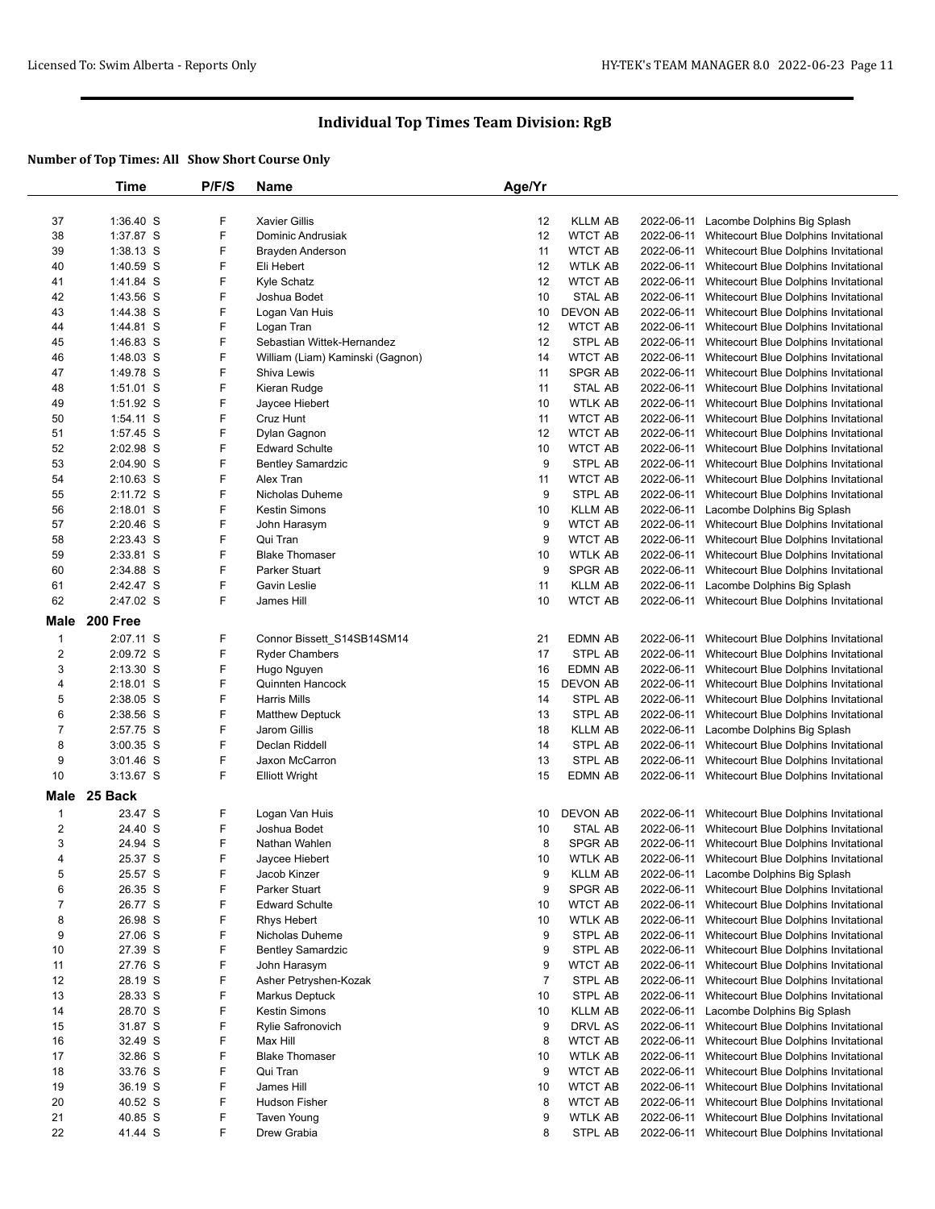## Individual Top Times Team Division: RgB

### Number of Top Times: All Show Short Course Only

| | Time | P/F/S | Name | Age/Yr | | | |
|---|---|---|---|---|---|---|---|
| 37 | 1:36.40 S | F | Xavier Gillis | 12 | KLLM AB | 2022-06-11 | Lacombe Dolphins Big Splash |
| 38 | 1:37.87 S | F | Dominic Andrusiak | 12 | WTCT AB | 2022-06-11 | Whitecourt Blue Dolphins Invitational |
| 39 | 1:38.13 S | F | Brayden Anderson | 11 | WTCT AB | 2022-06-11 | Whitecourt Blue Dolphins Invitational |
| 40 | 1:40.59 S | F | Eli Hebert | 12 | WTLK AB | 2022-06-11 | Whitecourt Blue Dolphins Invitational |
| 41 | 1:41.84 S | F | Kyle Schatz | 12 | WTCT AB | 2022-06-11 | Whitecourt Blue Dolphins Invitational |
| 42 | 1:43.56 S | F | Joshua Bodet | 10 | STAL AB | 2022-06-11 | Whitecourt Blue Dolphins Invitational |
| 43 | 1:44.38 S | F | Logan Van Huis | 10 | DEVON AB | 2022-06-11 | Whitecourt Blue Dolphins Invitational |
| 44 | 1:44.81 S | F | Logan Tran | 12 | WTCT AB | 2022-06-11 | Whitecourt Blue Dolphins Invitational |
| 45 | 1:46.83 S | F | Sebastian Wittek-Hernandez | 12 | STPL AB | 2022-06-11 | Whitecourt Blue Dolphins Invitational |
| 46 | 1:48.03 S | F | William (Liam) Kaminski (Gagnon) | 14 | WTCT AB | 2022-06-11 | Whitecourt Blue Dolphins Invitational |
| 47 | 1:49.78 S | F | Shiva Lewis | 11 | SPGR AB | 2022-06-11 | Whitecourt Blue Dolphins Invitational |
| 48 | 1:51.01 S | F | Kieran Rudge | 11 | STAL AB | 2022-06-11 | Whitecourt Blue Dolphins Invitational |
| 49 | 1:51.92 S | F | Jaycee Hiebert | 10 | WTLK AB | 2022-06-11 | Whitecourt Blue Dolphins Invitational |
| 50 | 1:54.11 S | F | Cruz Hunt | 11 | WTCT AB | 2022-06-11 | Whitecourt Blue Dolphins Invitational |
| 51 | 1:57.45 S | F | Dylan Gagnon | 12 | WTCT AB | 2022-06-11 | Whitecourt Blue Dolphins Invitational |
| 52 | 2:02.98 S | F | Edward Schulte | 10 | WTCT AB | 2022-06-11 | Whitecourt Blue Dolphins Invitational |
| 53 | 2:04.90 S | F | Bentley Samardzic | 9 | STPL AB | 2022-06-11 | Whitecourt Blue Dolphins Invitational |
| 54 | 2:10.63 S | F | Alex Tran | 11 | WTCT AB | 2022-06-11 | Whitecourt Blue Dolphins Invitational |
| 55 | 2:11.72 S | F | Nicholas Duheme | 9 | STPL AB | 2022-06-11 | Whitecourt Blue Dolphins Invitational |
| 56 | 2:18.01 S | F | Kestin Simons | 10 | KLLM AB | 2022-06-11 | Lacombe Dolphins Big Splash |
| 57 | 2:20.46 S | F | John Harasym | 9 | WTCT AB | 2022-06-11 | Whitecourt Blue Dolphins Invitational |
| 58 | 2:23.43 S | F | Qui Tran | 9 | WTCT AB | 2022-06-11 | Whitecourt Blue Dolphins Invitational |
| 59 | 2:33.81 S | F | Blake Thomaser | 10 | WTLK AB | 2022-06-11 | Whitecourt Blue Dolphins Invitational |
| 60 | 2:34.88 S | F | Parker Stuart | 9 | SPGR AB | 2022-06-11 | Whitecourt Blue Dolphins Invitational |
| 61 | 2:42.47 S | F | Gavin Leslie | 11 | KLLM AB | 2022-06-11 | Lacombe Dolphins Big Splash |
| 62 | 2:47.02 S | F | James Hill | 10 | WTCT AB | 2022-06-11 | Whitecourt Blue Dolphins Invitational |

**Male 200 Free**

| | Time | P/F/S | Name | Age/Yr | | | |
|---|---|---|---|---|---|---|---|
| 1 | 2:07.11 S | F | Connor Bissett_S14SB14SM14 | 21 | EDMN AB | 2022-06-11 | Whitecourt Blue Dolphins Invitational |
| 2 | 2:09.72 S | F | Ryder Chambers | 17 | STPL AB | 2022-06-11 | Whitecourt Blue Dolphins Invitational |
| 3 | 2:13.30 S | F | Hugo Nguyen | 16 | EDMN AB | 2022-06-11 | Whitecourt Blue Dolphins Invitational |
| 4 | 2:18.01 S | F | Quinnten Hancock | 15 | DEVON AB | 2022-06-11 | Whitecourt Blue Dolphins Invitational |
| 5 | 2:38.05 S | F | Harris Mills | 14 | STPL AB | 2022-06-11 | Whitecourt Blue Dolphins Invitational |
| 6 | 2:38.56 S | F | Matthew Deptuck | 13 | STPL AB | 2022-06-11 | Whitecourt Blue Dolphins Invitational |
| 7 | 2:57.75 S | F | Jarom Gillis | 18 | KLLM AB | 2022-06-11 | Lacombe Dolphins Big Splash |
| 8 | 3:00.35 S | F | Declan Riddell | 14 | STPL AB | 2022-06-11 | Whitecourt Blue Dolphins Invitational |
| 9 | 3:01.46 S | F | Jaxon McCarron | 13 | STPL AB | 2022-06-11 | Whitecourt Blue Dolphins Invitational |
| 10 | 3:13.67 S | F | Elliott Wright | 15 | EDMN AB | 2022-06-11 | Whitecourt Blue Dolphins Invitational |

**Male 25 Back**

| | Time | P/F/S | Name | Age/Yr | | | |
|---|---|---|---|---|---|---|---|
| 1 | 23.47 S | F | Logan Van Huis | 10 | DEVON AB | 2022-06-11 | Whitecourt Blue Dolphins Invitational |
| 2 | 24.40 S | F | Joshua Bodet | 10 | STAL AB | 2022-06-11 | Whitecourt Blue Dolphins Invitational |
| 3 | 24.94 S | F | Nathan Wahlen | 8 | SPGR AB | 2022-06-11 | Whitecourt Blue Dolphins Invitational |
| 4 | 25.37 S | F | Jaycee Hiebert | 10 | WTLK AB | 2022-06-11 | Whitecourt Blue Dolphins Invitational |
| 5 | 25.57 S | F | Jacob Kinzer | 9 | KLLM AB | 2022-06-11 | Lacombe Dolphins Big Splash |
| 6 | 26.35 S | F | Parker Stuart | 9 | SPGR AB | 2022-06-11 | Whitecourt Blue Dolphins Invitational |
| 7 | 26.77 S | F | Edward Schulte | 10 | WTCT AB | 2022-06-11 | Whitecourt Blue Dolphins Invitational |
| 8 | 26.98 S | F | Rhys Hebert | 10 | WTLK AB | 2022-06-11 | Whitecourt Blue Dolphins Invitational |
| 9 | 27.06 S | F | Nicholas Duheme | 9 | STPL AB | 2022-06-11 | Whitecourt Blue Dolphins Invitational |
| 10 | 27.39 S | F | Bentley Samardzic | 9 | STPL AB | 2022-06-11 | Whitecourt Blue Dolphins Invitational |
| 11 | 27.76 S | F | John Harasym | 9 | WTCT AB | 2022-06-11 | Whitecourt Blue Dolphins Invitational |
| 12 | 28.19 S | F | Asher Petryshen-Kozak | 7 | STPL AB | 2022-06-11 | Whitecourt Blue Dolphins Invitational |
| 13 | 28.33 S | F | Markus Deptuck | 10 | STPL AB | 2022-06-11 | Whitecourt Blue Dolphins Invitational |
| 14 | 28.70 S | F | Kestin Simons | 10 | KLLM AB | 2022-06-11 | Lacombe Dolphins Big Splash |
| 15 | 31.87 S | F | Rylie Safronovich | 9 | DRVL AS | 2022-06-11 | Whitecourt Blue Dolphins Invitational |
| 16 | 32.49 S | F | Max Hill | 8 | WTCT AB | 2022-06-11 | Whitecourt Blue Dolphins Invitational |
| 17 | 32.86 S | F | Blake Thomaser | 10 | WTLK AB | 2022-06-11 | Whitecourt Blue Dolphins Invitational |
| 18 | 33.76 S | F | Qui Tran | 9 | WTCT AB | 2022-06-11 | Whitecourt Blue Dolphins Invitational |
| 19 | 36.19 S | F | James Hill | 10 | WTCT AB | 2022-06-11 | Whitecourt Blue Dolphins Invitational |
| 20 | 40.52 S | F | Hudson Fisher | 8 | WTCT AB | 2022-06-11 | Whitecourt Blue Dolphins Invitational |
| 21 | 40.85 S | F | Taven Young | 9 | WTLK AB | 2022-06-11 | Whitecourt Blue Dolphins Invitational |
| 22 | 41.44 S | F | Drew Grabia | 8 | STPL AB | 2022-06-11 | Whitecourt Blue Dolphins Invitational |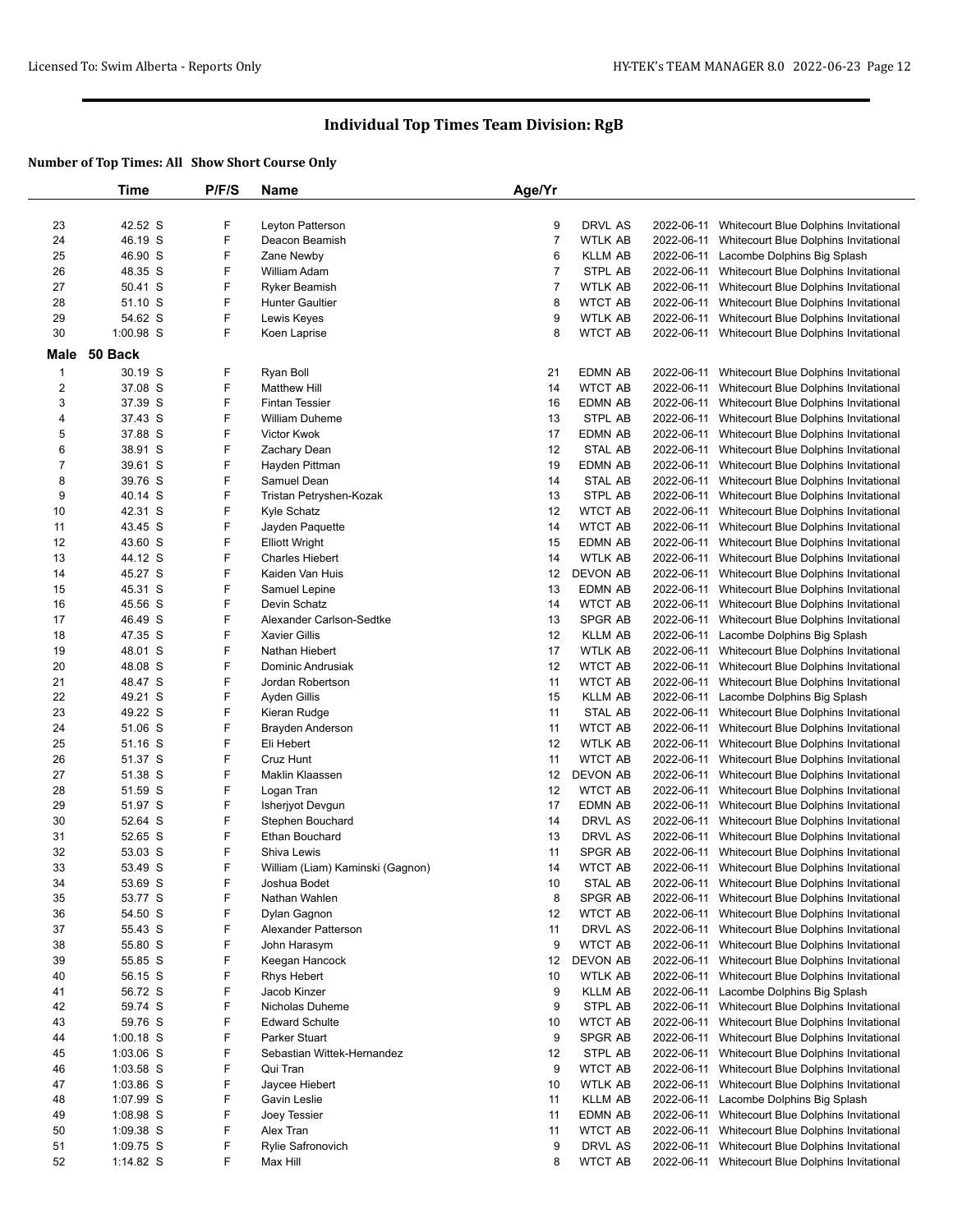# Individual Top Times Team Division: RgB

### Number of Top Times: All Show Short Course Only

| | Time | P/F/S | Name | Age/Yr | | | |
|---|---|---|---|---|---|---|---|
| 23 | 42.52 S | F | Leyton Patterson | 9 | DRVL AS | 2022-06-11 | Whitecourt Blue Dolphins Invitational |
| 24 | 46.19 S | F | Deacon Beamish | 7 | WTLK AB | 2022-06-11 | Whitecourt Blue Dolphins Invitational |
| 25 | 46.90 S | F | Zane Newby | 6 | KLLM AB | 2022-06-11 | Lacombe Dolphins Big Splash |
| 26 | 48.35 S | F | William Adam | 7 | STPL AB | 2022-06-11 | Whitecourt Blue Dolphins Invitational |
| 27 | 50.41 S | F | Ryker Beamish | 7 | WTLK AB | 2022-06-11 | Whitecourt Blue Dolphins Invitational |
| 28 | 51.10 S | F | Hunter Gaultier | 8 | WTCT AB | 2022-06-11 | Whitecourt Blue Dolphins Invitational |
| 29 | 54.62 S | F | Lewis Keyes | 9 | WTLK AB | 2022-06-11 | Whitecourt Blue Dolphins Invitational |
| 30 | 1:00.98 S | F | Koen Laprise | 8 | WTCT AB | 2022-06-11 | Whitecourt Blue Dolphins Invitational |

**Male 50 Back**

| | Time | P/F/S | Name | Age/Yr | | | |
|---|---|---|---|---|---|---|---|
| 1 | 30.19 S | F | Ryan Boll | 21 | EDMN AB | 2022-06-11 | Whitecourt Blue Dolphins Invitational |
| 2 | 37.08 S | F | Matthew Hill | 14 | WTCT AB | 2022-06-11 | Whitecourt Blue Dolphins Invitational |
| 3 | 37.39 S | F | Fintan Tessier | 16 | EDMN AB | 2022-06-11 | Whitecourt Blue Dolphins Invitational |
| 4 | 37.43 S | F | William Duheme | 13 | STPL AB | 2022-06-11 | Whitecourt Blue Dolphins Invitational |
| 5 | 37.88 S | F | Victor Kwok | 17 | EDMN AB | 2022-06-11 | Whitecourt Blue Dolphins Invitational |
| 6 | 38.91 S | F | Zachary Dean | 12 | STAL AB | 2022-06-11 | Whitecourt Blue Dolphins Invitational |
| 7 | 39.61 S | F | Hayden Pittman | 19 | EDMN AB | 2022-06-11 | Whitecourt Blue Dolphins Invitational |
| 8 | 39.76 S | F | Samuel Dean | 14 | STAL AB | 2022-06-11 | Whitecourt Blue Dolphins Invitational |
| 9 | 40.14 S | F | Tristan Petryshen-Kozak | 13 | STPL AB | 2022-06-11 | Whitecourt Blue Dolphins Invitational |
| 10 | 42.31 S | F | Kyle Schatz | 12 | WTCT AB | 2022-06-11 | Whitecourt Blue Dolphins Invitational |
| 11 | 43.45 S | F | Jayden Paquette | 14 | WTCT AB | 2022-06-11 | Whitecourt Blue Dolphins Invitational |
| 12 | 43.60 S | F | Elliott Wright | 15 | EDMN AB | 2022-06-11 | Whitecourt Blue Dolphins Invitational |
| 13 | 44.12 S | F | Charles Hiebert | 14 | WTLK AB | 2022-06-11 | Whitecourt Blue Dolphins Invitational |
| 14 | 45.27 S | F | Kaiden Van Huis | 12 | DEVON AB | 2022-06-11 | Whitecourt Blue Dolphins Invitational |
| 15 | 45.31 S | F | Samuel Lepine | 13 | EDMN AB | 2022-06-11 | Whitecourt Blue Dolphins Invitational |
| 16 | 45.56 S | F | Devin Schatz | 14 | WTCT AB | 2022-06-11 | Whitecourt Blue Dolphins Invitational |
| 17 | 46.49 S | F | Alexander Carlson-Sedtke | 13 | SPGR AB | 2022-06-11 | Whitecourt Blue Dolphins Invitational |
| 18 | 47.35 S | F | Xavier Gillis | 12 | KLLM AB | 2022-06-11 | Lacombe Dolphins Big Splash |
| 19 | 48.01 S | F | Nathan Hiebert | 17 | WTLK AB | 2022-06-11 | Whitecourt Blue Dolphins Invitational |
| 20 | 48.08 S | F | Dominic Andrusiak | 12 | WTCT AB | 2022-06-11 | Whitecourt Blue Dolphins Invitational |
| 21 | 48.47 S | F | Jordan Robertson | 11 | WTCT AB | 2022-06-11 | Whitecourt Blue Dolphins Invitational |
| 22 | 49.21 S | F | Ayden Gillis | 15 | KLLM AB | 2022-06-11 | Lacombe Dolphins Big Splash |
| 23 | 49.22 S | F | Kieran Rudge | 11 | STAL AB | 2022-06-11 | Whitecourt Blue Dolphins Invitational |
| 24 | 51.06 S | F | Brayden Anderson | 11 | WTCT AB | 2022-06-11 | Whitecourt Blue Dolphins Invitational |
| 25 | 51.16 S | F | Eli Hebert | 12 | WTLK AB | 2022-06-11 | Whitecourt Blue Dolphins Invitational |
| 26 | 51.37 S | F | Cruz Hunt | 11 | WTCT AB | 2022-06-11 | Whitecourt Blue Dolphins Invitational |
| 27 | 51.38 S | F | Maklin Klaassen | 12 | DEVON AB | 2022-06-11 | Whitecourt Blue Dolphins Invitational |
| 28 | 51.59 S | F | Logan Tran | 12 | WTCT AB | 2022-06-11 | Whitecourt Blue Dolphins Invitational |
| 29 | 51.97 S | F | Isherjyot Devgun | 17 | EDMN AB | 2022-06-11 | Whitecourt Blue Dolphins Invitational |
| 30 | 52.64 S | F | Stephen Bouchard | 14 | DRVL AS | 2022-06-11 | Whitecourt Blue Dolphins Invitational |
| 31 | 52.65 S | F | Ethan Bouchard | 13 | DRVL AS | 2022-06-11 | Whitecourt Blue Dolphins Invitational |
| 32 | 53.03 S | F | Shiva Lewis | 11 | SPGR AB | 2022-06-11 | Whitecourt Blue Dolphins Invitational |
| 33 | 53.49 S | F | William (Liam) Kaminski (Gagnon) | 14 | WTCT AB | 2022-06-11 | Whitecourt Blue Dolphins Invitational |
| 34 | 53.69 S | F | Joshua Bodet | 10 | STAL AB | 2022-06-11 | Whitecourt Blue Dolphins Invitational |
| 35 | 53.77 S | F | Nathan Wahlen | 8 | SPGR AB | 2022-06-11 | Whitecourt Blue Dolphins Invitational |
| 36 | 54.50 S | F | Dylan Gagnon | 12 | WTCT AB | 2022-06-11 | Whitecourt Blue Dolphins Invitational |
| 37 | 55.43 S | F | Alexander Patterson | 11 | DRVL AS | 2022-06-11 | Whitecourt Blue Dolphins Invitational |
| 38 | 55.80 S | F | John Harasym | 9 | WTCT AB | 2022-06-11 | Whitecourt Blue Dolphins Invitational |
| 39 | 55.85 S | F | Keegan Hancock | 12 | DEVON AB | 2022-06-11 | Whitecourt Blue Dolphins Invitational |
| 40 | 56.15 S | F | Rhys Hebert | 10 | WTLK AB | 2022-06-11 | Whitecourt Blue Dolphins Invitational |
| 41 | 56.72 S | F | Jacob Kinzer | 9 | KLLM AB | 2022-06-11 | Lacombe Dolphins Big Splash |
| 42 | 59.74 S | F | Nicholas Duheme | 9 | STPL AB | 2022-06-11 | Whitecourt Blue Dolphins Invitational |
| 43 | 59.76 S | F | Edward Schulte | 10 | WTCT AB | 2022-06-11 | Whitecourt Blue Dolphins Invitational |
| 44 | 1:00.18 S | F | Parker Stuart | 9 | SPGR AB | 2022-06-11 | Whitecourt Blue Dolphins Invitational |
| 45 | 1:03.06 S | F | Sebastian Wittek-Hernandez | 12 | STPL AB | 2022-06-11 | Whitecourt Blue Dolphins Invitational |
| 46 | 1:03.58 S | F | Qui Tran | 9 | WTCT AB | 2022-06-11 | Whitecourt Blue Dolphins Invitational |
| 47 | 1:03.86 S | F | Jaycee Hiebert | 10 | WTLK AB | 2022-06-11 | Whitecourt Blue Dolphins Invitational |
| 48 | 1:07.99 S | F | Gavin Leslie | 11 | KLLM AB | 2022-06-11 | Lacombe Dolphins Big Splash |
| 49 | 1:08.98 S | F | Joey Tessier | 11 | EDMN AB | 2022-06-11 | Whitecourt Blue Dolphins Invitational |
| 50 | 1:09.38 S | F | Alex Tran | 11 | WTCT AB | 2022-06-11 | Whitecourt Blue Dolphins Invitational |
| 51 | 1:09.75 S | F | Rylie Safronovich | 9 | DRVL AS | 2022-06-11 | Whitecourt Blue Dolphins Invitational |
| 52 | 1:14.82 S | F | Max Hill | 8 | WTCT AB | 2022-06-11 | Whitecourt Blue Dolphins Invitational |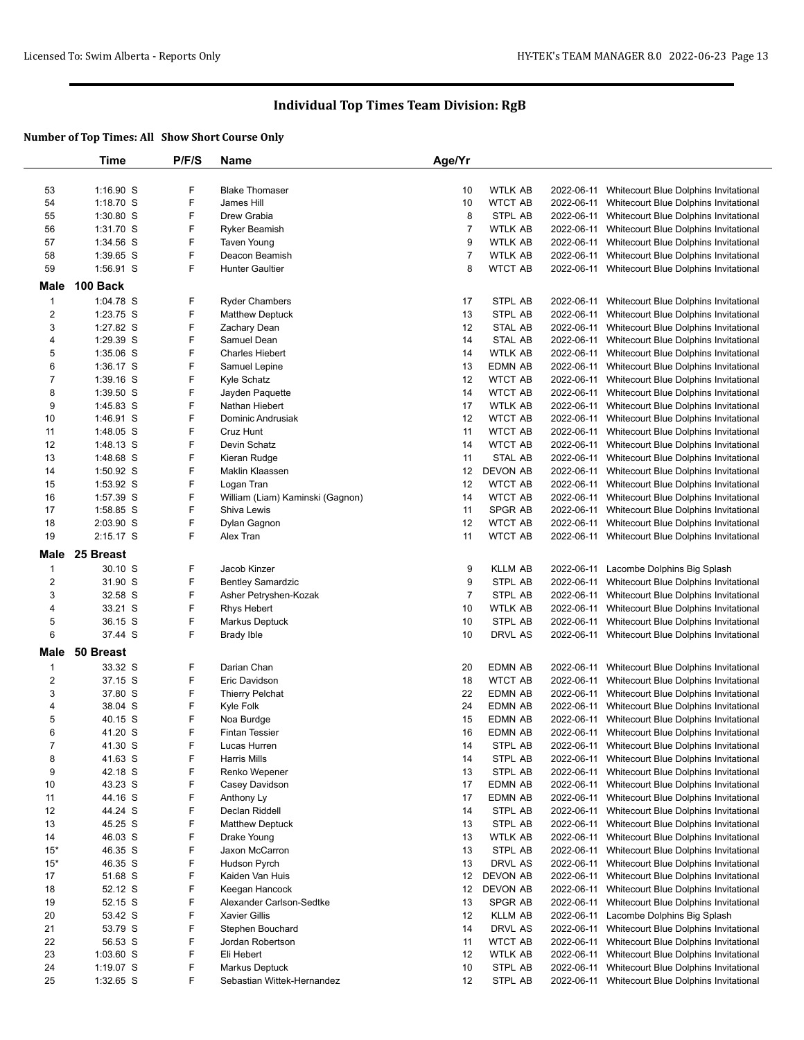# Individual Top Times Team Division: RgB

## Number of Top Times: All  Show Short Course Only

| | Time | P/F/S | Name | Age/Yr | | | |
|---|---|---|---|---|---|---|---|
| 53 | 1:16.90 S | F | Blake Thomaser | 10 | WTLK AB | 2022-06-11 | Whitecourt Blue Dolphins Invitational |
| 54 | 1:18.70 S | F | James Hill | 10 | WTCT AB | 2022-06-11 | Whitecourt Blue Dolphins Invitational |
| 55 | 1:30.80 S | F | Drew Grabia | 8 | STPL AB | 2022-06-11 | Whitecourt Blue Dolphins Invitational |
| 56 | 1:31.70 S | F | Ryker Beamish | 7 | WTLK AB | 2022-06-11 | Whitecourt Blue Dolphins Invitational |
| 57 | 1:34.56 S | F | Taven Young | 9 | WTLK AB | 2022-06-11 | Whitecourt Blue Dolphins Invitational |
| 58 | 1:39.65 S | F | Deacon Beamish | 7 | WTLK AB | 2022-06-11 | Whitecourt Blue Dolphins Invitational |
| 59 | 1:56.91 S | F | Hunter Gaultier | 8 | WTCT AB | 2022-06-11 | Whitecourt Blue Dolphins Invitational |
| **Male** | **100 Back** | | | | | | |
| 1 | 1:04.78 S | F | Ryder Chambers | 17 | STPL AB | 2022-06-11 | Whitecourt Blue Dolphins Invitational |
| 2 | 1:23.75 S | F | Matthew Deptuck | 13 | STPL AB | 2022-06-11 | Whitecourt Blue Dolphins Invitational |
| 3 | 1:27.82 S | F | Zachary Dean | 12 | STAL AB | 2022-06-11 | Whitecourt Blue Dolphins Invitational |
| 4 | 1:29.39 S | F | Samuel Dean | 14 | STAL AB | 2022-06-11 | Whitecourt Blue Dolphins Invitational |
| 5 | 1:35.06 S | F | Charles Hiebert | 14 | WTLK AB | 2022-06-11 | Whitecourt Blue Dolphins Invitational |
| 6 | 1:36.17 S | F | Samuel Lepine | 13 | EDMN AB | 2022-06-11 | Whitecourt Blue Dolphins Invitational |
| 7 | 1:39.16 S | F | Kyle Schatz | 12 | WTCT AB | 2022-06-11 | Whitecourt Blue Dolphins Invitational |
| 8 | 1:39.50 S | F | Jayden Paquette | 14 | WTCT AB | 2022-06-11 | Whitecourt Blue Dolphins Invitational |
| 9 | 1:45.83 S | F | Nathan Hiebert | 17 | WTLK AB | 2022-06-11 | Whitecourt Blue Dolphins Invitational |
| 10 | 1:46.91 S | F | Dominic Andrusiak | 12 | WTCT AB | 2022-06-11 | Whitecourt Blue Dolphins Invitational |
| 11 | 1:48.05 S | F | Cruz Hunt | 11 | WTCT AB | 2022-06-11 | Whitecourt Blue Dolphins Invitational |
| 12 | 1:48.13 S | F | Devin Schatz | 14 | WTCT AB | 2022-06-11 | Whitecourt Blue Dolphins Invitational |
| 13 | 1:48.68 S | F | Kieran Rudge | 11 | STAL AB | 2022-06-11 | Whitecourt Blue Dolphins Invitational |
| 14 | 1:50.92 S | F | Maklin Klaassen | 12 | DEVON AB | 2022-06-11 | Whitecourt Blue Dolphins Invitational |
| 15 | 1:53.92 S | F | Logan Tran | 12 | WTCT AB | 2022-06-11 | Whitecourt Blue Dolphins Invitational |
| 16 | 1:57.39 S | F | William (Liam) Kaminski (Gagnon) | 14 | WTCT AB | 2022-06-11 | Whitecourt Blue Dolphins Invitational |
| 17 | 1:58.85 S | F | Shiva Lewis | 11 | SPGR AB | 2022-06-11 | Whitecourt Blue Dolphins Invitational |
| 18 | 2:03.90 S | F | Dylan Gagnon | 12 | WTCT AB | 2022-06-11 | Whitecourt Blue Dolphins Invitational |
| 19 | 2:15.17 S | F | Alex Tran | 11 | WTCT AB | 2022-06-11 | Whitecourt Blue Dolphins Invitational |
| **Male** | **25 Breast** | | | | | | |
| 1 | 30.10 S | F | Jacob Kinzer | 9 | KLLM AB | 2022-06-11 | Lacombe Dolphins Big Splash |
| 2 | 31.90 S | F | Bentley Samardzic | 9 | STPL AB | 2022-06-11 | Whitecourt Blue Dolphins Invitational |
| 3 | 32.58 S | F | Asher Petryshen-Kozak | 7 | STPL AB | 2022-06-11 | Whitecourt Blue Dolphins Invitational |
| 4 | 33.21 S | F | Rhys Hebert | 10 | WTLK AB | 2022-06-11 | Whitecourt Blue Dolphins Invitational |
| 5 | 36.15 S | F | Markus Deptuck | 10 | STPL AB | 2022-06-11 | Whitecourt Blue Dolphins Invitational |
| 6 | 37.44 S | F | Brady Ible | 10 | DRVL AS | 2022-06-11 | Whitecourt Blue Dolphins Invitational |
| **Male** | **50 Breast** | | | | | | |
| 1 | 33.32 S | F | Darian Chan | 20 | EDMN AB | 2022-06-11 | Whitecourt Blue Dolphins Invitational |
| 2 | 37.15 S | F | Eric Davidson | 18 | WTCT AB | 2022-06-11 | Whitecourt Blue Dolphins Invitational |
| 3 | 37.80 S | F | Thierry Pelchat | 22 | EDMN AB | 2022-06-11 | Whitecourt Blue Dolphins Invitational |
| 4 | 38.04 S | F | Kyle Folk | 24 | EDMN AB | 2022-06-11 | Whitecourt Blue Dolphins Invitational |
| 5 | 40.15 S | F | Noa Burdge | 15 | EDMN AB | 2022-06-11 | Whitecourt Blue Dolphins Invitational |
| 6 | 41.20 S | F | Fintan Tessier | 16 | EDMN AB | 2022-06-11 | Whitecourt Blue Dolphins Invitational |
| 7 | 41.30 S | F | Lucas Hurren | 14 | STPL AB | 2022-06-11 | Whitecourt Blue Dolphins Invitational |
| 8 | 41.63 S | F | Harris Mills | 14 | STPL AB | 2022-06-11 | Whitecourt Blue Dolphins Invitational |
| 9 | 42.18 S | F | Renko Wepener | 13 | STPL AB | 2022-06-11 | Whitecourt Blue Dolphins Invitational |
| 10 | 43.23 S | F | Casey Davidson | 17 | EDMN AB | 2022-06-11 | Whitecourt Blue Dolphins Invitational |
| 11 | 44.16 S | F | Anthony Ly | 17 | EDMN AB | 2022-06-11 | Whitecourt Blue Dolphins Invitational |
| 12 | 44.24 S | F | Declan Riddell | 14 | STPL AB | 2022-06-11 | Whitecourt Blue Dolphins Invitational |
| 13 | 45.25 S | F | Matthew Deptuck | 13 | STPL AB | 2022-06-11 | Whitecourt Blue Dolphins Invitational |
| 14 | 46.03 S | F | Drake Young | 13 | WTLK AB | 2022-06-11 | Whitecourt Blue Dolphins Invitational |
| 15* | 46.35 S | F | Jaxon McCarron | 13 | STPL AB | 2022-06-11 | Whitecourt Blue Dolphins Invitational |
| 15* | 46.35 S | F | Hudson Pyrch | 13 | DRVL AS | 2022-06-11 | Whitecourt Blue Dolphins Invitational |
| 17 | 51.68 S | F | Kaiden Van Huis | 12 | DEVON AB | 2022-06-11 | Whitecourt Blue Dolphins Invitational |
| 18 | 52.12 S | F | Keegan Hancock | 12 | DEVON AB | 2022-06-11 | Whitecourt Blue Dolphins Invitational |
| 19 | 52.15 S | F | Alexander Carlson-Sedtke | 13 | SPGR AB | 2022-06-11 | Whitecourt Blue Dolphins Invitational |
| 20 | 53.42 S | F | Xavier Gillis | 12 | KLLM AB | 2022-06-11 | Lacombe Dolphins Big Splash |
| 21 | 53.79 S | F | Stephen Bouchard | 14 | DRVL AS | 2022-06-11 | Whitecourt Blue Dolphins Invitational |
| 22 | 56.53 S | F | Jordan Robertson | 11 | WTCT AB | 2022-06-11 | Whitecourt Blue Dolphins Invitational |
| 23 | 1:03.60 S | F | Eli Hebert | 12 | WTLK AB | 2022-06-11 | Whitecourt Blue Dolphins Invitational |
| 24 | 1:19.07 S | F | Markus Deptuck | 10 | STPL AB | 2022-06-11 | Whitecourt Blue Dolphins Invitational |
| 25 | 1:32.65 S | F | Sebastian Wittek-Hernandez | 12 | STPL AB | 2022-06-11 | Whitecourt Blue Dolphins Invitational |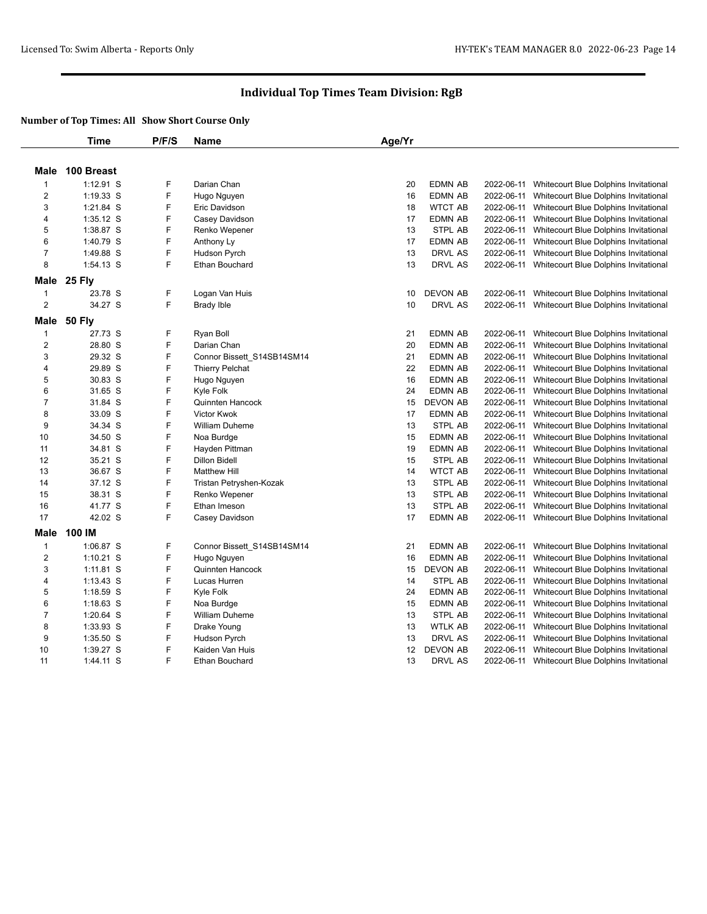## Individual Top Times Team Division: RgB

**Number of Top Times: All Show Short Course Only**

| | Time | P/F/S | Name | Age/Yr | | | |
|---|---|---|---|---|---|---|---|
| **Male 100 Breast** | | | | | | | |
| 1 | 1:12.91 S | F | Darian Chan | 20 | EDMN AB | 2022-06-11 | Whitecourt Blue Dolphins Invitational |
| 2 | 1:19.33 S | F | Hugo Nguyen | 16 | EDMN AB | 2022-06-11 | Whitecourt Blue Dolphins Invitational |
| 3 | 1:21.84 S | F | Eric Davidson | 18 | WTCT AB | 2022-06-11 | Whitecourt Blue Dolphins Invitational |
| 4 | 1:35.12 S | F | Casey Davidson | 17 | EDMN AB | 2022-06-11 | Whitecourt Blue Dolphins Invitational |
| 5 | 1:38.87 S | F | Renko Wepener | 13 | STPL AB | 2022-06-11 | Whitecourt Blue Dolphins Invitational |
| 6 | 1:40.79 S | F | Anthony Ly | 17 | EDMN AB | 2022-06-11 | Whitecourt Blue Dolphins Invitational |
| 7 | 1:49.88 S | F | Hudson Pyrch | 13 | DRVL AS | 2022-06-11 | Whitecourt Blue Dolphins Invitational |
| 8 | 1:54.13 S | F | Ethan Bouchard | 13 | DRVL AS | 2022-06-11 | Whitecourt Blue Dolphins Invitational |
| **Male 25 Fly** | | | | | | | |
| 1 | 23.78 S | F | Logan Van Huis | 10 | DEVON AB | 2022-06-11 | Whitecourt Blue Dolphins Invitational |
| 2 | 34.27 S | F | Brady Ible | 10 | DRVL AS | 2022-06-11 | Whitecourt Blue Dolphins Invitational |
| **Male 50 Fly** | | | | | | | |
| 1 | 27.73 S | F | Ryan Boll | 21 | EDMN AB | 2022-06-11 | Whitecourt Blue Dolphins Invitational |
| 2 | 28.80 S | F | Darian Chan | 20 | EDMN AB | 2022-06-11 | Whitecourt Blue Dolphins Invitational |
| 3 | 29.32 S | F | Connor Bissett_S14SB14SM14 | 21 | EDMN AB | 2022-06-11 | Whitecourt Blue Dolphins Invitational |
| 4 | 29.89 S | F | Thierry Pelchat | 22 | EDMN AB | 2022-06-11 | Whitecourt Blue Dolphins Invitational |
| 5 | 30.83 S | F | Hugo Nguyen | 16 | EDMN AB | 2022-06-11 | Whitecourt Blue Dolphins Invitational |
| 6 | 31.65 S | F | Kyle Folk | 24 | EDMN AB | 2022-06-11 | Whitecourt Blue Dolphins Invitational |
| 7 | 31.84 S | F | Quinnten Hancock | 15 | DEVON AB | 2022-06-11 | Whitecourt Blue Dolphins Invitational |
| 8 | 33.09 S | F | Victor Kwok | 17 | EDMN AB | 2022-06-11 | Whitecourt Blue Dolphins Invitational |
| 9 | 34.34 S | F | William Duheme | 13 | STPL AB | 2022-06-11 | Whitecourt Blue Dolphins Invitational |
| 10 | 34.50 S | F | Noa Burdge | 15 | EDMN AB | 2022-06-11 | Whitecourt Blue Dolphins Invitational |
| 11 | 34.81 S | F | Hayden Pittman | 19 | EDMN AB | 2022-06-11 | Whitecourt Blue Dolphins Invitational |
| 12 | 35.21 S | F | Dillon Bidell | 15 | STPL AB | 2022-06-11 | Whitecourt Blue Dolphins Invitational |
| 13 | 36.67 S | F | Matthew Hill | 14 | WTCT AB | 2022-06-11 | Whitecourt Blue Dolphins Invitational |
| 14 | 37.12 S | F | Tristan Petryshen-Kozak | 13 | STPL AB | 2022-06-11 | Whitecourt Blue Dolphins Invitational |
| 15 | 38.31 S | F | Renko Wepener | 13 | STPL AB | 2022-06-11 | Whitecourt Blue Dolphins Invitational |
| 16 | 41.77 S | F | Ethan Imeson | 13 | STPL AB | 2022-06-11 | Whitecourt Blue Dolphins Invitational |
| 17 | 42.02 S | F | Casey Davidson | 17 | EDMN AB | 2022-06-11 | Whitecourt Blue Dolphins Invitational |
| **Male 100 IM** | | | | | | | |
| 1 | 1:06.87 S | F | Connor Bissett_S14SB14SM14 | 21 | EDMN AB | 2022-06-11 | Whitecourt Blue Dolphins Invitational |
| 2 | 1:10.21 S | F | Hugo Nguyen | 16 | EDMN AB | 2022-06-11 | Whitecourt Blue Dolphins Invitational |
| 3 | 1:11.81 S | F | Quinnten Hancock | 15 | DEVON AB | 2022-06-11 | Whitecourt Blue Dolphins Invitational |
| 4 | 1:13.43 S | F | Lucas Hurren | 14 | STPL AB | 2022-06-11 | Whitecourt Blue Dolphins Invitational |
| 5 | 1:18.59 S | F | Kyle Folk | 24 | EDMN AB | 2022-06-11 | Whitecourt Blue Dolphins Invitational |
| 6 | 1:18.63 S | F | Noa Burdge | 15 | EDMN AB | 2022-06-11 | Whitecourt Blue Dolphins Invitational |
| 7 | 1:20.64 S | F | William Duheme | 13 | STPL AB | 2022-06-11 | Whitecourt Blue Dolphins Invitational |
| 8 | 1:33.93 S | F | Drake Young | 13 | WTLK AB | 2022-06-11 | Whitecourt Blue Dolphins Invitational |
| 9 | 1:35.50 S | F | Hudson Pyrch | 13 | DRVL AS | 2022-06-11 | Whitecourt Blue Dolphins Invitational |
| 10 | 1:39.27 S | F | Kaiden Van Huis | 12 | DEVON AB | 2022-06-11 | Whitecourt Blue Dolphins Invitational |
| 11 | 1:44.11 S | F | Ethan Bouchard | 13 | DRVL AS | 2022-06-11 | Whitecourt Blue Dolphins Invitational |